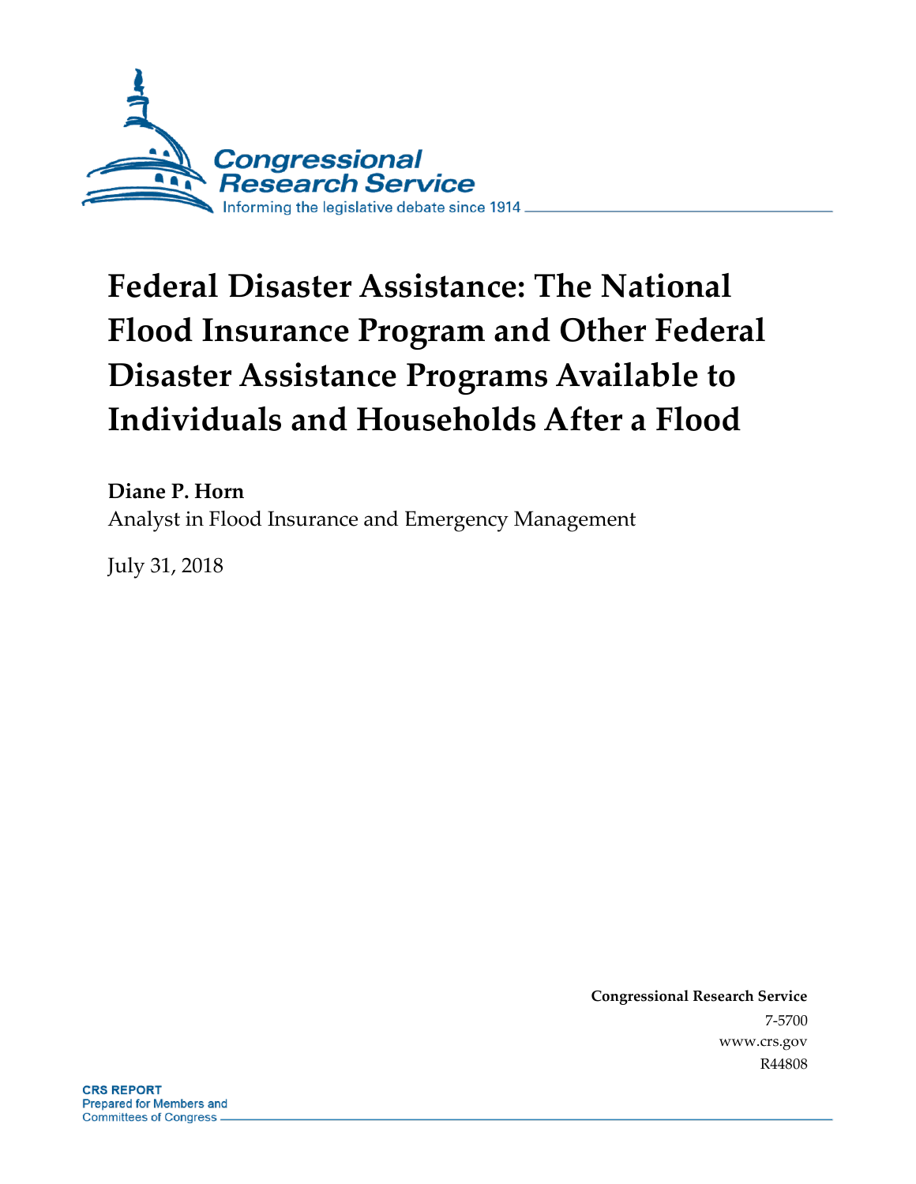Congressional Research Service

Informing the legislative debate since 1914

# Federal Disaster Assistance: The National Flood Insurance Program and Other Federal Disaster Assistance Programs Available to Individuals and Households After a Flood

**Diane P. Horn**

Analyst in Flood Insurance and Emergency Management

July 31, 2018

**Congressional Research Service**

7-5700

www.crs.gov

R44808

**CRS REPORT**

Prepared for Members and Committees of Congress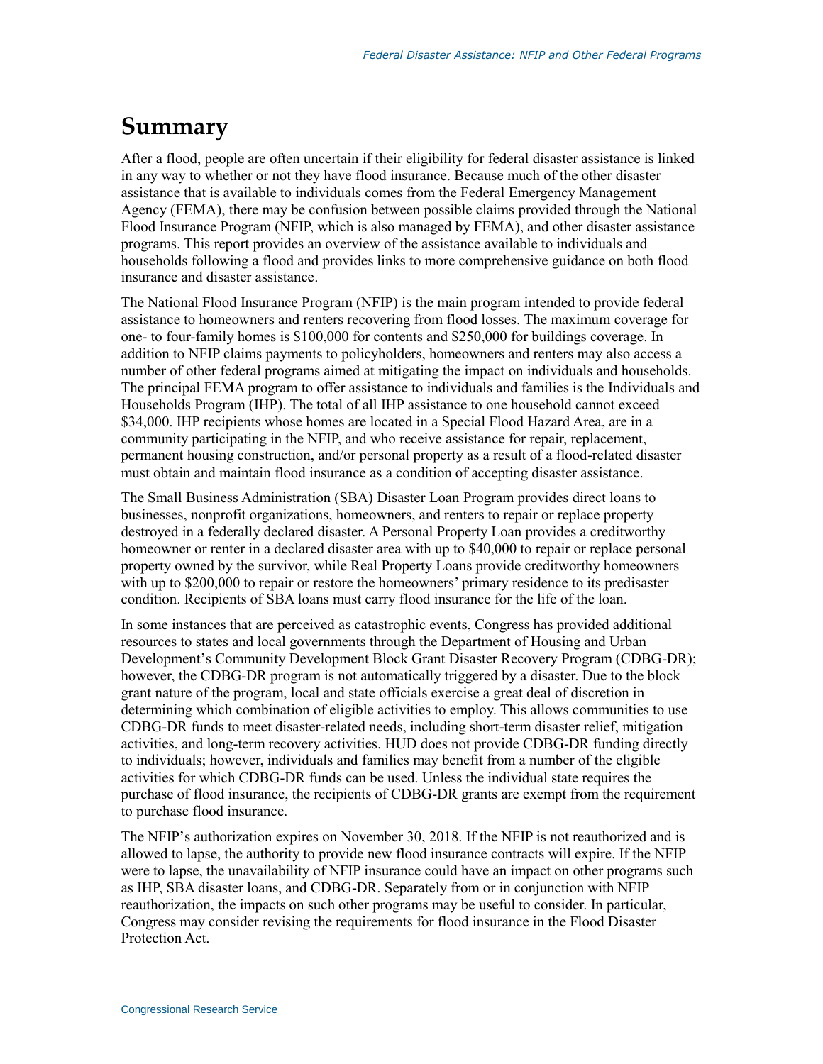# Summary

After a flood, people are often uncertain if their eligibility for federal disaster assistance is linked in any way to whether or not they have flood insurance. Because much of the other disaster assistance that is available to individuals comes from the Federal Emergency Management Agency (FEMA), there may be confusion between possible claims provided through the National Flood Insurance Program (NFIP, which is also managed by FEMA), and other disaster assistance programs. This report provides an overview of the assistance available to individuals and households following a flood and provides links to more comprehensive guidance on both flood insurance and disaster assistance.

The National Flood Insurance Program (NFIP) is the main program intended to provide federal assistance to homeowners and renters recovering from flood losses. The maximum coverage for one- to four-family homes is $100,000 for contents and $250,000 for buildings coverage. In addition to NFIP claims payments to policyholders, homeowners and renters may also access a number of other federal programs aimed at mitigating the impact on individuals and households. The principal FEMA program to offer assistance to individuals and families is the Individuals and Households Program (IHP). The total of all IHP assistance to one household cannot exceed $34,000. IHP recipients whose homes are located in a Special Flood Hazard Area, are in a community participating in the NFIP, and who receive assistance for repair, replacement, permanent housing construction, and/or personal property as a result of a flood-related disaster must obtain and maintain flood insurance as a condition of accepting disaster assistance.

The Small Business Administration (SBA) Disaster Loan Program provides direct loans to businesses, nonprofit organizations, homeowners, and renters to repair or replace property destroyed in a federally declared disaster. A Personal Property Loan provides a creditworthy homeowner or renter in a declared disaster area with up to $40,000 to repair or replace personal property owned by the survivor, while Real Property Loans provide creditworthy homeowners with up to $200,000 to repair or restore the homeowners' primary residence to its predisaster condition. Recipients of SBA loans must carry flood insurance for the life of the loan.

In some instances that are perceived as catastrophic events, Congress has provided additional resources to states and local governments through the Department of Housing and Urban Development's Community Development Block Grant Disaster Recovery Program (CDBG-DR); however, the CDBG-DR program is not automatically triggered by a disaster. Due to the block grant nature of the program, local and state officials exercise a great deal of discretion in determining which combination of eligible activities to employ. This allows communities to use CDBG-DR funds to meet disaster-related needs, including short-term disaster relief, mitigation activities, and long-term recovery activities. HUD does not provide CDBG-DR funding directly to individuals; however, individuals and families may benefit from a number of the eligible activities for which CDBG-DR funds can be used. Unless the individual state requires the purchase of flood insurance, the recipients of CDBG-DR grants are exempt from the requirement to purchase flood insurance.

The NFIP's authorization expires on November 30, 2018. If the NFIP is not reauthorized and is allowed to lapse, the authority to provide new flood insurance contracts will expire. If the NFIP were to lapse, the unavailability of NFIP insurance could have an impact on other programs such as IHP, SBA disaster loans, and CDBG-DR. Separately from or in conjunction with NFIP reauthorization, the impacts on such other programs may be useful to consider. In particular, Congress may consider revising the requirements for flood insurance in the Flood Disaster Protection Act.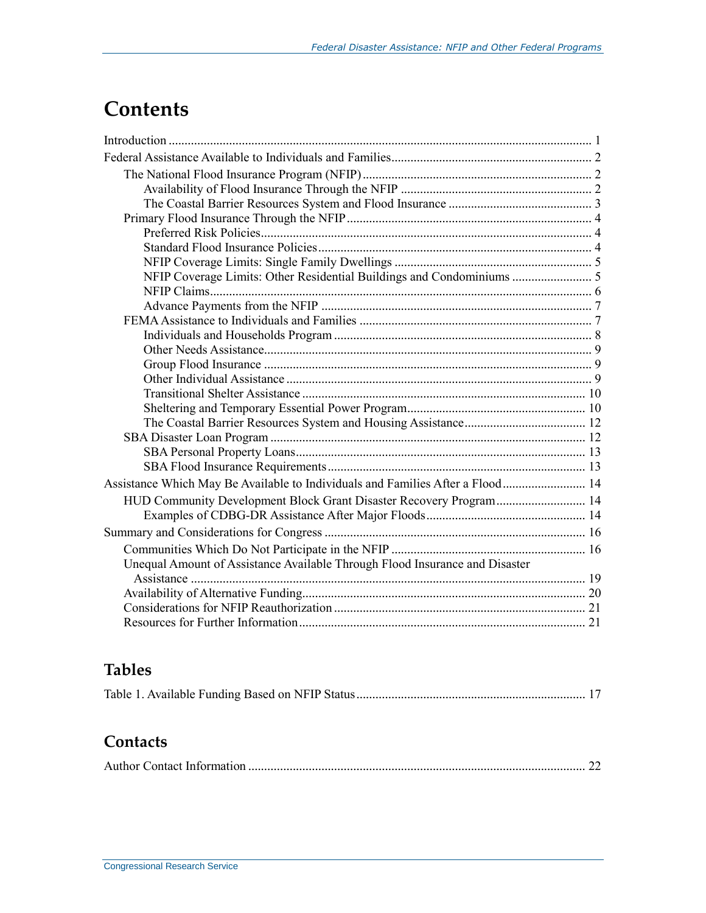# Contents

Introduction ..................................................................................................................... 1

Federal Assistance Available to Individuals and Families............................................................ 2

- The National Flood Insurance Program (NFIP)........................................................................ 2
  - Availability of Flood Insurance Through the NFIP ............................................................ 2
  - The Coastal Barrier Resources System and Flood Insurance ............................................. 3
- Primary Flood Insurance Through the NFIP............................................................................. 4
  - Preferred Risk Policies....................................................................................................... 4
  - Standard Flood Insurance Policies..................................................................................... 4
  - NFIP Coverage Limits: Single Family Dwellings .............................................................. 5
  - NFIP Coverage Limits: Other Residential Buildings and Condominiums ......................... 5
  - NFIP Claims....................................................................................................................... 6
  - Advance Payments from the NFIP .................................................................................... 7
- FEMA Assistance to Individuals and Families ......................................................................... 7
  - Individuals and Households Program ................................................................................ 8
  - Other Needs Assistance...................................................................................................... 9
  - Group Flood Insurance ...................................................................................................... 9
  - Other Individual Assistance ............................................................................................... 9
  - Transitional Shelter Assistance ........................................................................................ 10
  - Sheltering and Temporary Essential Power Program....................................................... 10
  - The Coastal Barrier Resources System and Housing Assistance...................................... 12
- SBA Disaster Loan Program .................................................................................................. 12
  - SBA Personal Property Loans.......................................................................................... 13
  - SBA Flood Insurance Requirements................................................................................ 13

Assistance Which May Be Available to Individuals and Families After a Flood.......................... 14

- HUD Community Development Block Grant Disaster Recovery Program............................ 14
  - Examples of CDBG-DR Assistance After Major Floods.................................................. 14

Summary and Considerations for Congress ................................................................................. 16

- Communities Which Do Not Participate in the NFIP ............................................................ 16
- Unequal Amount of Assistance Available Through Flood Insurance and Disaster Assistance ............................................................................................................................ 19
- Availability of Alternative Funding........................................................................................ 20
- Considerations for NFIP Reauthorization .............................................................................. 21
- Resources for Further Information......................................................................................... 21

## Tables

Table 1. Available Funding Based on NFIP Status....................................................................... 17

## Contacts

Author Contact Information ......................................................................................................... 22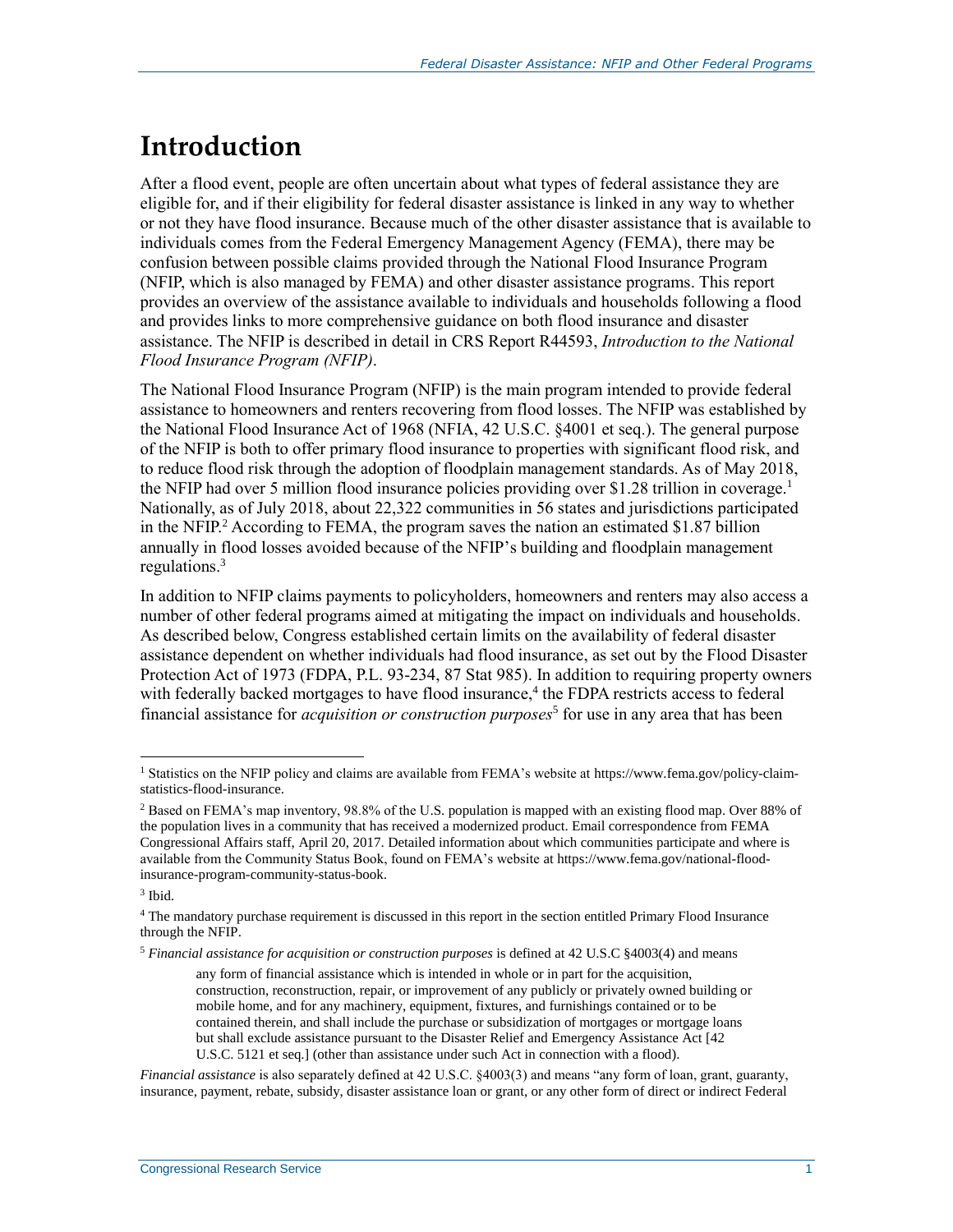# Introduction

After a flood event, people are often uncertain about what types of federal assistance they are eligible for, and if their eligibility for federal disaster assistance is linked in any way to whether or not they have flood insurance. Because much of the other disaster assistance that is available to individuals comes from the Federal Emergency Management Agency (FEMA), there may be confusion between possible claims provided through the National Flood Insurance Program (NFIP, which is also managed by FEMA) and other disaster assistance programs. This report provides an overview of the assistance available to individuals and households following a flood and provides links to more comprehensive guidance on both flood insurance and disaster assistance. The NFIP is described in detail in CRS Report R44593, *Introduction to the National Flood Insurance Program (NFIP)*.

The National Flood Insurance Program (NFIP) is the main program intended to provide federal assistance to homeowners and renters recovering from flood losses. The NFIP was established by the National Flood Insurance Act of 1968 (NFIA, 42 U.S.C. §4001 et seq.). The general purpose of the NFIP is both to offer primary flood insurance to properties with significant flood risk, and to reduce flood risk through the adoption of floodplain management standards. As of May 2018, the NFIP had over 5 million flood insurance policies providing over $1.28 trillion in coverage.[1] Nationally, as of July 2018, about 22,322 communities in 56 states and jurisdictions participated in the NFIP.[2] According to FEMA, the program saves the nation an estimated $1.87 billion annually in flood losses avoided because of the NFIP's building and floodplain management regulations.[3]

In addition to NFIP claims payments to policyholders, homeowners and renters may also access a number of other federal programs aimed at mitigating the impact on individuals and households. As described below, Congress established certain limits on the availability of federal disaster assistance dependent on whether individuals had flood insurance, as set out by the Flood Disaster Protection Act of 1973 (FDPA, P.L. 93-234, 87 Stat 985). In addition to requiring property owners with federally backed mortgages to have flood insurance,[4] the FDPA restricts access to federal financial assistance for *acquisition or construction purposes*[5] for use in any area that has been

---

[1] Statistics on the NFIP policy and claims are available from FEMA's website at https://www.fema.gov/policy-claim-statistics-flood-insurance.

[2] Based on FEMA's map inventory, 98.8% of the U.S. population is mapped with an existing flood map. Over 88% of the population lives in a community that has received a modernized product. Email correspondence from FEMA Congressional Affairs staff, April 20, 2017. Detailed information about which communities participate and where is available from the Community Status Book, found on FEMA's website at https://www.fema.gov/national-flood-insurance-program-community-status-book.

[3] Ibid.

[4] The mandatory purchase requirement is discussed in this report in the section entitled Primary Flood Insurance through the NFIP.

[5] *Financial assistance for acquisition or construction purposes* is defined at 42 U.S.C §4003(4) and means

> any form of financial assistance which is intended in whole or in part for the acquisition, construction, reconstruction, repair, or improvement of any publicly or privately owned building or mobile home, and for any machinery, equipment, fixtures, and furnishings contained or to be contained therein, and shall include the purchase or subsidization of mortgages or mortgage loans but shall exclude assistance pursuant to the Disaster Relief and Emergency Assistance Act [42 U.S.C. 5121 et seq.] (other than assistance under such Act in connection with a flood).

*Financial assistance* is also separately defined at 42 U.S.C. §4003(3) and means "any form of loan, grant, guaranty, insurance, payment, rebate, subsidy, disaster assistance loan or grant, or any other form of direct or indirect Federal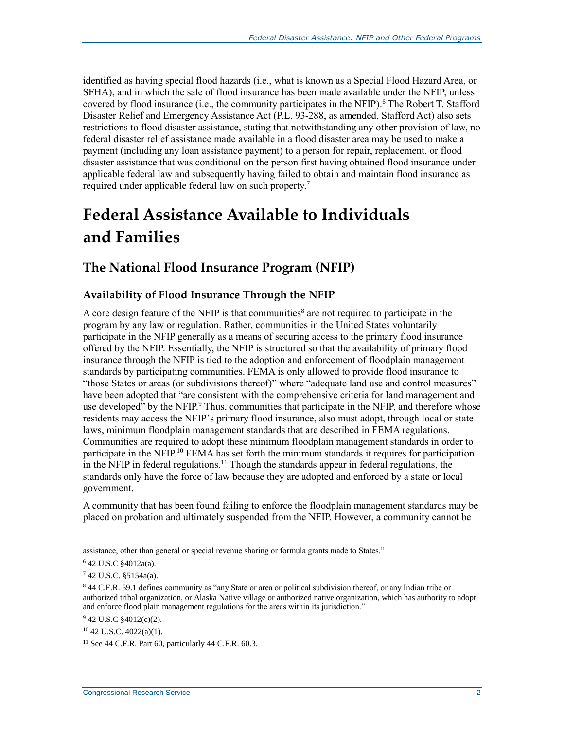identified as having special flood hazards (i.e., what is known as a Special Flood Hazard Area, or SFHA), and in which the sale of flood insurance has been made available under the NFIP, unless covered by flood insurance (i.e., the community participates in the NFIP).[6] The Robert T. Stafford Disaster Relief and Emergency Assistance Act (P.L. 93-288, as amended, Stafford Act) also sets restrictions to flood disaster assistance, stating that notwithstanding any other provision of law, no federal disaster relief assistance made available in a flood disaster area may be used to make a payment (including any loan assistance payment) to a person for repair, replacement, or flood disaster assistance that was conditional on the person first having obtained flood insurance under applicable federal law and subsequently having failed to obtain and maintain flood insurance as required under applicable federal law on such property.[7]

# Federal Assistance Available to Individuals and Families

## The National Flood Insurance Program (NFIP)

### Availability of Flood Insurance Through the NFIP

A core design feature of the NFIP is that communities[8] are not required to participate in the program by any law or regulation. Rather, communities in the United States voluntarily participate in the NFIP generally as a means of securing access to the primary flood insurance offered by the NFIP. Essentially, the NFIP is structured so that the availability of primary flood insurance through the NFIP is tied to the adoption and enforcement of floodplain management standards by participating communities. FEMA is only allowed to provide flood insurance to "those States or areas (or subdivisions thereof)" where "adequate land use and control measures" have been adopted that "are consistent with the comprehensive criteria for land management and use developed" by the NFIP.[9] Thus, communities that participate in the NFIP, and therefore whose residents may access the NFIP's primary flood insurance, also must adopt, through local or state laws, minimum floodplain management standards that are described in FEMA regulations. Communities are required to adopt these minimum floodplain management standards in order to participate in the NFIP.[10] FEMA has set forth the minimum standards it requires for participation in the NFIP in federal regulations.[11] Though the standards appear in federal regulations, the standards only have the force of law because they are adopted and enforced by a state or local government.

A community that has been found failing to enforce the floodplain management standards may be placed on probation and ultimately suspended from the NFIP. However, a community cannot be

---

assistance, other than general or special revenue sharing or formula grants made to States."

[6] 42 U.S.C §4012a(a).

[7] 42 U.S.C. §5154a(a).

[8] 44 C.F.R. 59.1 defines community as "any State or area or political subdivision thereof, or any Indian tribe or authorized tribal organization, or Alaska Native village or authorized native organization, which has authority to adopt and enforce flood plain management regulations for the areas within its jurisdiction."

[9] 42 U.S.C §4012(c)(2).

[10] 42 U.S.C. 4022(a)(1).

[11] See 44 C.F.R. Part 60, particularly 44 C.F.R. 60.3.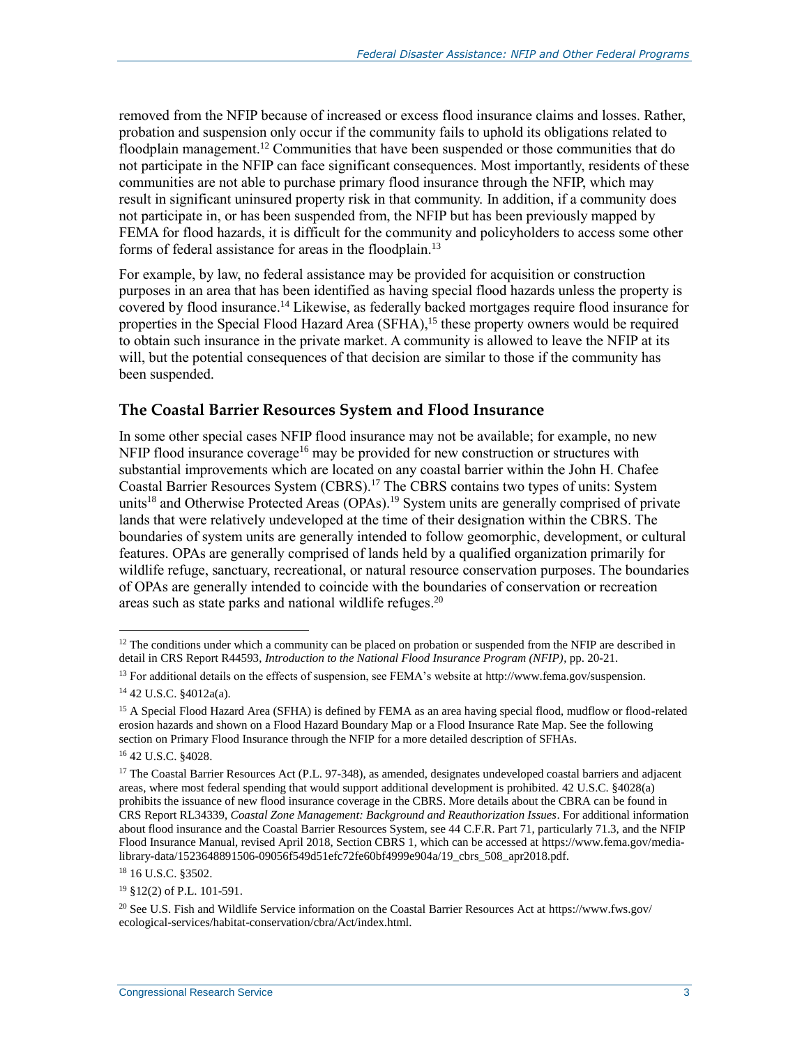removed from the NFIP because of increased or excess flood insurance claims and losses. Rather, probation and suspension only occur if the community fails to uphold its obligations related to floodplain management.[12] Communities that have been suspended or those communities that do not participate in the NFIP can face significant consequences. Most importantly, residents of these communities are not able to purchase primary flood insurance through the NFIP, which may result in significant uninsured property risk in that community. In addition, if a community does not participate in, or has been suspended from, the NFIP but has been previously mapped by FEMA for flood hazards, it is difficult for the community and policyholders to access some other forms of federal assistance for areas in the floodplain.[13]

For example, by law, no federal assistance may be provided for acquisition or construction purposes in an area that has been identified as having special flood hazards unless the property is covered by flood insurance.[14] Likewise, as federally backed mortgages require flood insurance for properties in the Special Flood Hazard Area (SFHA),[15] these property owners would be required to obtain such insurance in the private market. A community is allowed to leave the NFIP at its will, but the potential consequences of that decision are similar to those if the community has been suspended.

### The Coastal Barrier Resources System and Flood Insurance

In some other special cases NFIP flood insurance may not be available; for example, no new NFIP flood insurance coverage[16] may be provided for new construction or structures with substantial improvements which are located on any coastal barrier within the John H. Chafee Coastal Barrier Resources System (CBRS).[17] The CBRS contains two types of units: System units[18] and Otherwise Protected Areas (OPAs).[19] System units are generally comprised of private lands that were relatively undeveloped at the time of their designation within the CBRS. The boundaries of system units are generally intended to follow geomorphic, development, or cultural features. OPAs are generally comprised of lands held by a qualified organization primarily for wildlife refuge, sanctuary, recreational, or natural resource conservation purposes. The boundaries of OPAs are generally intended to coincide with the boundaries of conservation or recreation areas such as state parks and national wildlife refuges.[20]

---

[12] The conditions under which a community can be placed on probation or suspended from the NFIP are described in detail in CRS Report R44593, *Introduction to the National Flood Insurance Program (NFIP)*, pp. 20-21.

[13] For additional details on the effects of suspension, see FEMA's website at http://www.fema.gov/suspension.

[14] 42 U.S.C. §4012a(a).

[15] A Special Flood Hazard Area (SFHA) is defined by FEMA as an area having special flood, mudflow or flood-related erosion hazards and shown on a Flood Hazard Boundary Map or a Flood Insurance Rate Map. See the following section on Primary Flood Insurance through the NFIP for a more detailed description of SFHAs.

[16] 42 U.S.C. §4028.

[17] The Coastal Barrier Resources Act (P.L. 97-348), as amended, designates undeveloped coastal barriers and adjacent areas, where most federal spending that would support additional development is prohibited. 42 U.S.C. §4028(a) prohibits the issuance of new flood insurance coverage in the CBRS. More details about the CBRA can be found in CRS Report RL34339, *Coastal Zone Management: Background and Reauthorization Issues*. For additional information about flood insurance and the Coastal Barrier Resources System, see 44 C.F.R. Part 71, particularly 71.3, and the NFIP Flood Insurance Manual, revised April 2018, Section CBRS 1, which can be accessed at https://www.fema.gov/media-library-data/1523648891506-09056f549d51efc72fe60bf4999e904a/19_cbrs_508_apr2018.pdf.

[18] 16 U.S.C. §3502.

[19] §12(2) of P.L. 101-591.

[20] See U.S. Fish and Wildlife Service information on the Coastal Barrier Resources Act at https://www.fws.gov/ecological-services/habitat-conservation/cbra/Act/index.html.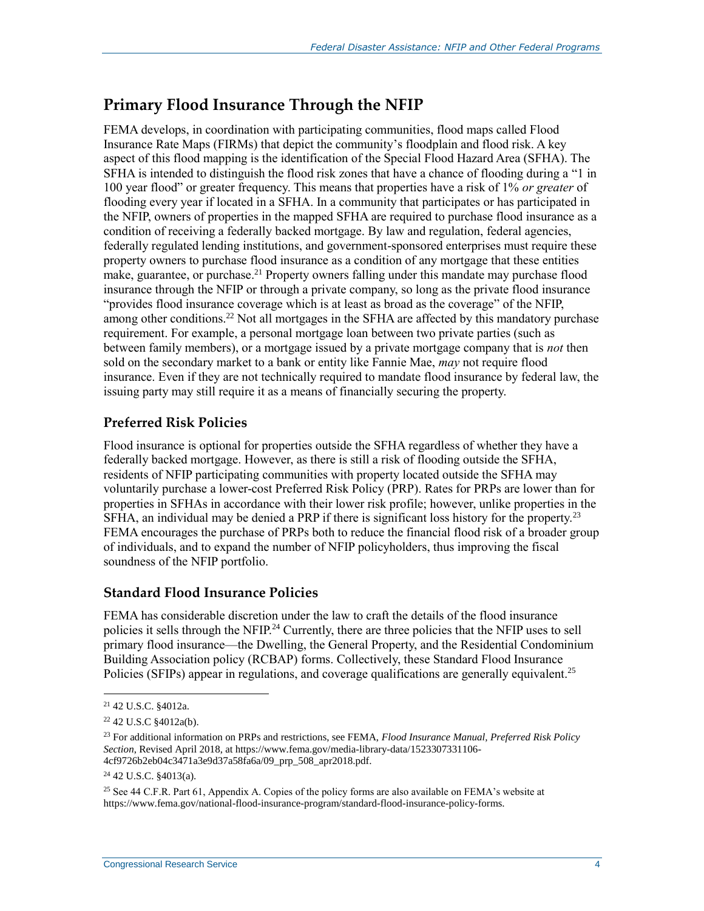## Primary Flood Insurance Through the NFIP

FEMA develops, in coordination with participating communities, flood maps called Flood Insurance Rate Maps (FIRMs) that depict the community's floodplain and flood risk. A key aspect of this flood mapping is the identification of the Special Flood Hazard Area (SFHA). The SFHA is intended to distinguish the flood risk zones that have a chance of flooding during a "1 in 100 year flood" or greater frequency. This means that properties have a risk of 1% *or greater* of flooding every year if located in a SFHA. In a community that participates or has participated in the NFIP, owners of properties in the mapped SFHA are required to purchase flood insurance as a condition of receiving a federally backed mortgage. By law and regulation, federal agencies, federally regulated lending institutions, and government-sponsored enterprises must require these property owners to purchase flood insurance as a condition of any mortgage that these entities make, guarantee, or purchase.[21] Property owners falling under this mandate may purchase flood insurance through the NFIP or through a private company, so long as the private flood insurance "provides flood insurance coverage which is at least as broad as the coverage" of the NFIP, among other conditions.[22] Not all mortgages in the SFHA are affected by this mandatory purchase requirement. For example, a personal mortgage loan between two private parties (such as between family members), or a mortgage issued by a private mortgage company that is *not* then sold on the secondary market to a bank or entity like Fannie Mae, *may* not require flood insurance. Even if they are not technically required to mandate flood insurance by federal law, the issuing party may still require it as a means of financially securing the property.

### Preferred Risk Policies

Flood insurance is optional for properties outside the SFHA regardless of whether they have a federally backed mortgage. However, as there is still a risk of flooding outside the SFHA, residents of NFIP participating communities with property located outside the SFHA may voluntarily purchase a lower-cost Preferred Risk Policy (PRP). Rates for PRPs are lower than for properties in SFHAs in accordance with their lower risk profile; however, unlike properties in the SFHA, an individual may be denied a PRP if there is significant loss history for the property.[23] FEMA encourages the purchase of PRPs both to reduce the financial flood risk of a broader group of individuals, and to expand the number of NFIP policyholders, thus improving the fiscal soundness of the NFIP portfolio.

### Standard Flood Insurance Policies

FEMA has considerable discretion under the law to craft the details of the flood insurance policies it sells through the NFIP.[24] Currently, there are three policies that the NFIP uses to sell primary flood insurance—the Dwelling, the General Property, and the Residential Condominium Building Association policy (RCBAP) forms. Collectively, these Standard Flood Insurance Policies (SFIPs) appear in regulations, and coverage qualifications are generally equivalent.[25]

---

[21] 42 U.S.C. §4012a.

[22] 42 U.S.C §4012a(b).

[23] For additional information on PRPs and restrictions, see FEMA, *Flood Insurance Manual, Preferred Risk Policy Section*, Revised April 2018, at https://www.fema.gov/media-library-data/1523307331106-4cf9726b2eb04c3471a3e9d37a58fa6a/09_prp_508_apr2018.pdf.

[24] 42 U.S.C. §4013(a).

[25] See 44 C.F.R. Part 61, Appendix A. Copies of the policy forms are also available on FEMA's website at https://www.fema.gov/national-flood-insurance-program/standard-flood-insurance-policy-forms.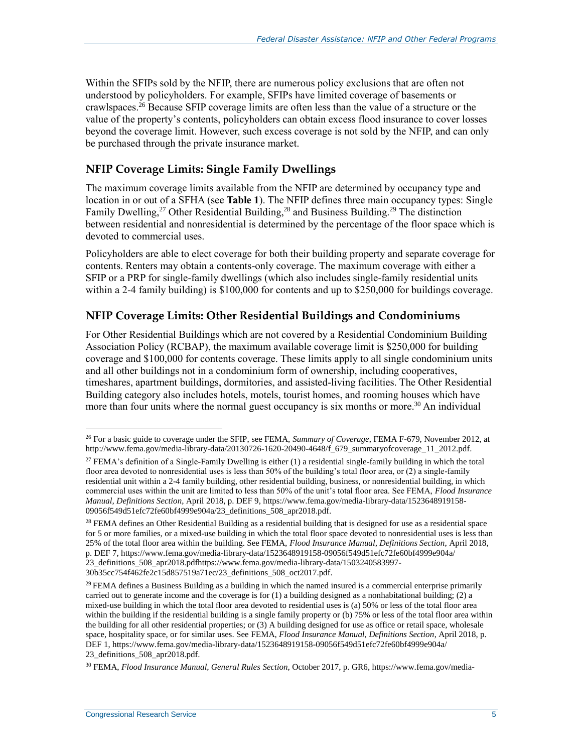Within the SFIPs sold by the NFIP, there are numerous policy exclusions that are often not understood by policyholders. For example, SFIPs have limited coverage of basements or crawlspaces.[26] Because SFIP coverage limits are often less than the value of a structure or the value of the property's contents, policyholders can obtain excess flood insurance to cover losses beyond the coverage limit. However, such excess coverage is not sold by the NFIP, and can only be purchased through the private insurance market.

### NFIP Coverage Limits: Single Family Dwellings

The maximum coverage limits available from the NFIP are determined by occupancy type and location in or out of a SFHA (see **Table 1**). The NFIP defines three main occupancy types: Single Family Dwelling,[27] Other Residential Building,[28] and Business Building.[29] The distinction between residential and nonresidential is determined by the percentage of the floor space which is devoted to commercial uses.

Policyholders are able to elect coverage for both their building property and separate coverage for contents. Renters may obtain a contents-only coverage. The maximum coverage with either a SFIP or a PRP for single-family dwellings (which also includes single-family residential units within a 2-4 family building) is $100,000 for contents and up to $250,000 for buildings coverage.

### NFIP Coverage Limits: Other Residential Buildings and Condominiums

For Other Residential Buildings which are not covered by a Residential Condominium Building Association Policy (RCBAP), the maximum available coverage limit is $250,000 for building coverage and $100,000 for contents coverage. These limits apply to all single condominium units and all other buildings not in a condominium form of ownership, including cooperatives, timeshares, apartment buildings, dormitories, and assisted-living facilities. The Other Residential Building category also includes hotels, motels, tourist homes, and rooming houses which have more than four units where the normal guest occupancy is six months or more.[30] An individual

---

[26] For a basic guide to coverage under the SFIP, see FEMA, *Summary of Coverage*, FEMA F-679, November 2012, at http://www.fema.gov/media-library-data/20130726-1620-20490-4648/f_679_summaryofcoverage_11_2012.pdf.

[27] FEMA's definition of a Single-Family Dwelling is either (1) a residential single-family building in which the total floor area devoted to nonresidential uses is less than 50% of the building's total floor area, or (2) a single-family residential unit within a 2-4 family building, other residential building, business, or nonresidential building, in which commercial uses within the unit are limited to less than 50% of the unit's total floor area. See FEMA, *Flood Insurance Manual, Definitions Section*, April 2018, p. DEF 9, https://www.fema.gov/media-library-data/1523648919158-09056f549d51efc72fe60bf4999e904a/23_definitions_508_apr2018.pdf.

[28] FEMA defines an Other Residential Building as a residential building that is designed for use as a residential space for 5 or more families, or a mixed-use building in which the total floor space devoted to nonresidential uses is less than 25% of the total floor area within the building. See FEMA, *Flood Insurance Manual, Definitions Section*, April 2018, p. DEF 7, https://www.fema.gov/media-library-data/1523648919158-09056f549d51efc72fe60bf4999e904a/23_definitions_508_apr2018.pdfhttps://www.fema.gov/media-library-data/1503240583997-30b35cc754f462fe2c15d857519a71ec/23_definitions_508_oct2017.pdf.

[29] FEMA defines a Business Building as a building in which the named insured is a commercial enterprise primarily carried out to generate income and the coverage is for (1) a building designed as a nonhabitational building; (2) a mixed-use building in which the total floor area devoted to residential uses is (a) 50% or less of the total floor area within the building if the residential building is a single family property or (b) 75% or less of the total floor area within the building for all other residential properties; or (3) A building designed for use as office or retail space, wholesale space, hospitality space, or for similar uses. See FEMA, *Flood Insurance Manual, Definitions Section*, April 2018, p. DEF 1, https://www.fema.gov/media-library-data/1523648919158-09056f549d51efc72fe60bf4999e904a/23_definitions_508_apr2018.pdf.

[30] FEMA, *Flood Insurance Manual, General Rules Section*, October 2017, p. GR6, https://www.fema.gov/media-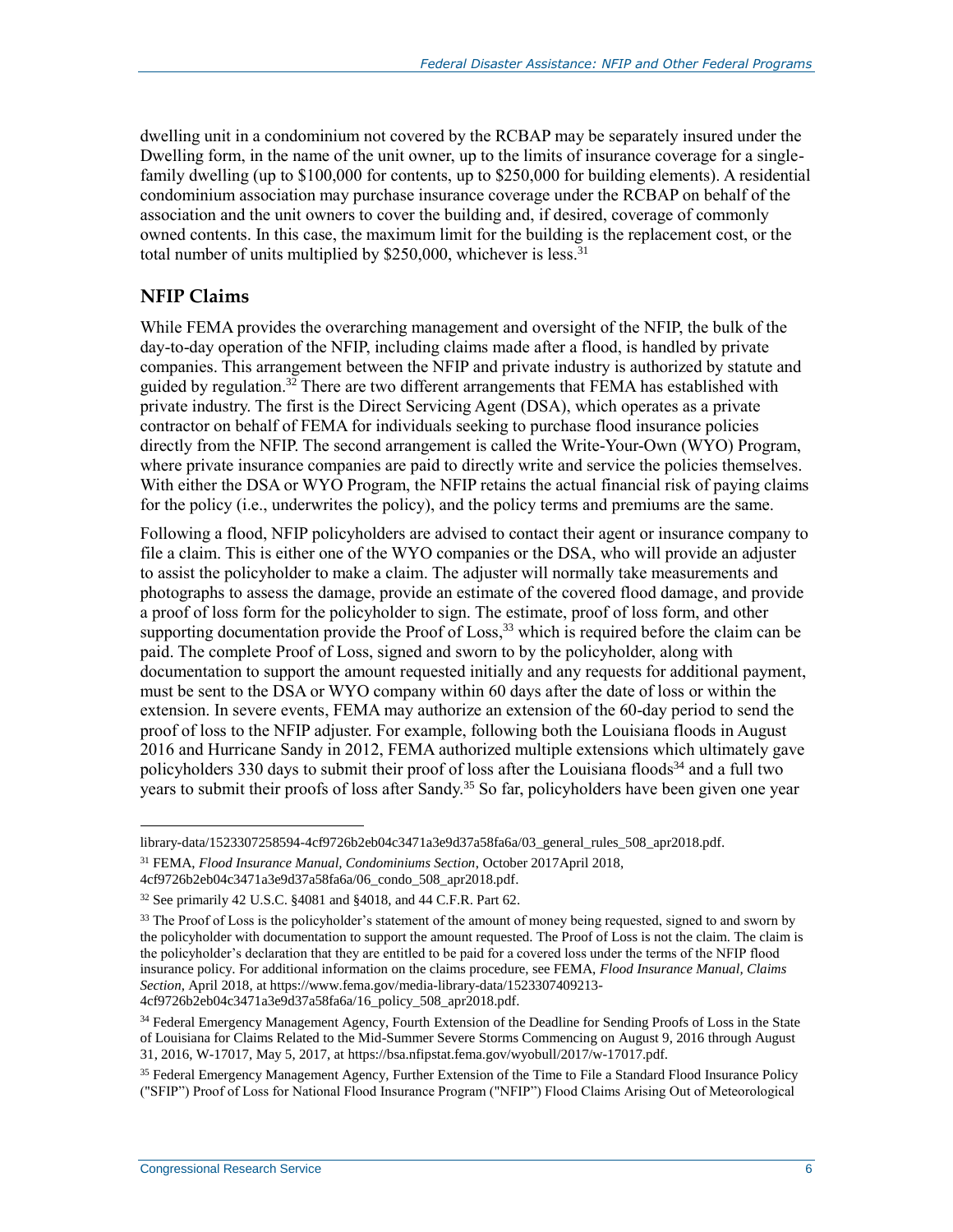dwelling unit in a condominium not covered by the RCBAP may be separately insured under the Dwelling form, in the name of the unit owner, up to the limits of insurance coverage for a single-family dwelling (up to \$100,000 for contents, up to \$250,000 for building elements). A residential condominium association may purchase insurance coverage under the RCBAP on behalf of the association and the unit owners to cover the building and, if desired, coverage of commonly owned contents. In this case, the maximum limit for the building is the replacement cost, or the total number of units multiplied by \$250,000, whichever is less.[31]

## NFIP Claims

While FEMA provides the overarching management and oversight of the NFIP, the bulk of the day-to-day operation of the NFIP, including claims made after a flood, is handled by private companies. This arrangement between the NFIP and private industry is authorized by statute and guided by regulation.[32] There are two different arrangements that FEMA has established with private industry. The first is the Direct Servicing Agent (DSA), which operates as a private contractor on behalf of FEMA for individuals seeking to purchase flood insurance policies directly from the NFIP. The second arrangement is called the Write-Your-Own (WYO) Program, where private insurance companies are paid to directly write and service the policies themselves. With either the DSA or WYO Program, the NFIP retains the actual financial risk of paying claims for the policy (i.e., underwrites the policy), and the policy terms and premiums are the same.

Following a flood, NFIP policyholders are advised to contact their agent or insurance company to file a claim. This is either one of the WYO companies or the DSA, who will provide an adjuster to assist the policyholder to make a claim. The adjuster will normally take measurements and photographs to assess the damage, provide an estimate of the covered flood damage, and provide a proof of loss form for the policyholder to sign. The estimate, proof of loss form, and other supporting documentation provide the Proof of Loss,[33] which is required before the claim can be paid. The complete Proof of Loss, signed and sworn to by the policyholder, along with documentation to support the amount requested initially and any requests for additional payment, must be sent to the DSA or WYO company within 60 days after the date of loss or within the extension. In severe events, FEMA may authorize an extension of the 60-day period to send the proof of loss to the NFIP adjuster. For example, following both the Louisiana floods in August 2016 and Hurricane Sandy in 2012, FEMA authorized multiple extensions which ultimately gave policyholders 330 days to submit their proof of loss after the Louisiana floods[34] and a full two years to submit their proofs of loss after Sandy.[35] So far, policyholders have been given one year

library-data/1523307258594-4cf9726b2eb04c3471a3e9d37a58fa6a/03_general_rules_508_apr2018.pdf.

[31] FEMA, *Flood Insurance Manual, Condominiums Section*, October 2017April 2018, 4cf9726b2eb04c3471a3e9d37a58fa6a/06_condo_508_apr2018.pdf.

[32] See primarily 42 U.S.C. §4081 and §4018, and 44 C.F.R. Part 62.

[33] The Proof of Loss is the policyholder's statement of the amount of money being requested, signed to and sworn by the policyholder with documentation to support the amount requested. The Proof of Loss is not the claim. The claim is the policyholder's declaration that they are entitled to be paid for a covered loss under the terms of the NFIP flood insurance policy. For additional information on the claims procedure, see FEMA, *Flood Insurance Manual, Claims Section*, April 2018, at https://www.fema.gov/media-library-data/1523307409213-4cf9726b2eb04c3471a3e9d37a58fa6a/16_policy_508_apr2018.pdf.

[34] Federal Emergency Management Agency, Fourth Extension of the Deadline for Sending Proofs of Loss in the State of Louisiana for Claims Related to the Mid-Summer Severe Storms Commencing on August 9, 2016 through August 31, 2016, W-17017, May 5, 2017, at https://bsa.nfipstat.fema.gov/wyobull/2017/w-17017.pdf.

[35] Federal Emergency Management Agency, Further Extension of the Time to File a Standard Flood Insurance Policy ("SFIP") Proof of Loss for National Flood Insurance Program ("NFIP") Flood Claims Arising Out of Meteorological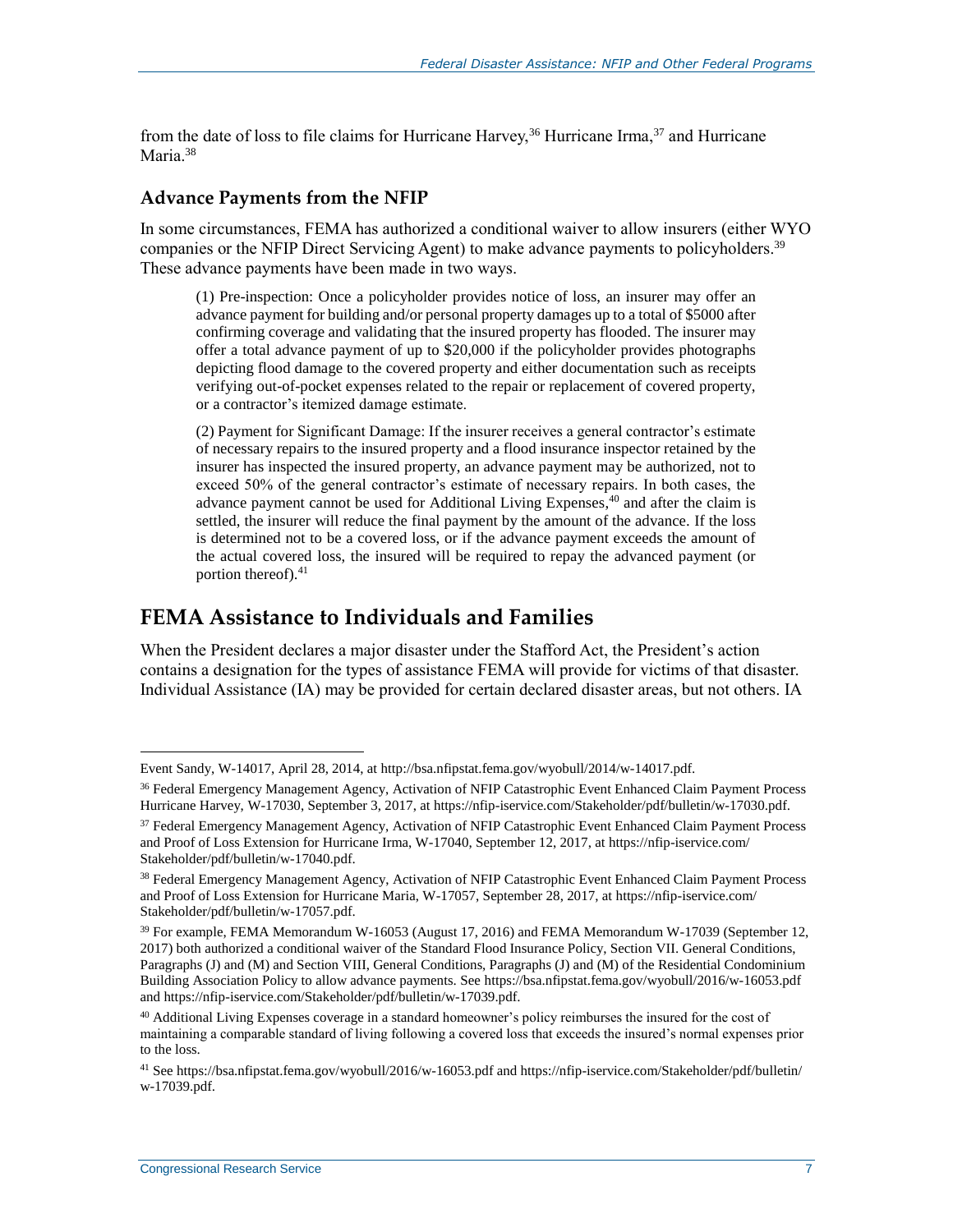from the date of loss to file claims for Hurricane Harvey,[36] Hurricane Irma,[37] and Hurricane Maria.[38]

### Advance Payments from the NFIP

In some circumstances, FEMA has authorized a conditional waiver to allow insurers (either WYO companies or the NFIP Direct Servicing Agent) to make advance payments to policyholders.[39] These advance payments have been made in two ways.

> (1) Pre-inspection: Once a policyholder provides notice of loss, an insurer may offer an advance payment for building and/or personal property damages up to a total of $5000 after confirming coverage and validating that the insured property has flooded. The insurer may offer a total advance payment of up to $20,000 if the policyholder provides photographs depicting flood damage to the covered property and either documentation such as receipts verifying out-of-pocket expenses related to the repair or replacement of covered property, or a contractor's itemized damage estimate.
>
> (2) Payment for Significant Damage: If the insurer receives a general contractor's estimate of necessary repairs to the insured property and a flood insurance inspector retained by the insurer has inspected the insured property, an advance payment may be authorized, not to exceed 50% of the general contractor's estimate of necessary repairs. In both cases, the advance payment cannot be used for Additional Living Expenses,[40] and after the claim is settled, the insurer will reduce the final payment by the amount of the advance. If the loss is determined not to be a covered loss, or if the advance payment exceeds the amount of the actual covered loss, the insured will be required to repay the advanced payment (or portion thereof).[41]

## FEMA Assistance to Individuals and Families

When the President declares a major disaster under the Stafford Act, the President's action contains a designation for the types of assistance FEMA will provide for victims of that disaster. Individual Assistance (IA) may be provided for certain declared disaster areas, but not others. IA

---

Event Sandy, W-14017, April 28, 2014, at http://bsa.nfipstat.fema.gov/wyobull/2014/w-14017.pdf.

[36] Federal Emergency Management Agency, Activation of NFIP Catastrophic Event Enhanced Claim Payment Process Hurricane Harvey, W-17030, September 3, 2017, at https://nfip-iservice.com/Stakeholder/pdf/bulletin/w-17030.pdf.

[37] Federal Emergency Management Agency, Activation of NFIP Catastrophic Event Enhanced Claim Payment Process and Proof of Loss Extension for Hurricane Irma, W-17040, September 12, 2017, at https://nfip-iservice.com/Stakeholder/pdf/bulletin/w-17040.pdf.

[38] Federal Emergency Management Agency, Activation of NFIP Catastrophic Event Enhanced Claim Payment Process and Proof of Loss Extension for Hurricane Maria, W-17057, September 28, 2017, at https://nfip-iservice.com/Stakeholder/pdf/bulletin/w-17057.pdf.

[39] For example, FEMA Memorandum W-16053 (August 17, 2016) and FEMA Memorandum W-17039 (September 12, 2017) both authorized a conditional waiver of the Standard Flood Insurance Policy, Section VII. General Conditions, Paragraphs (J) and (M) and Section VIII, General Conditions, Paragraphs (J) and (M) of the Residential Condominium Building Association Policy to allow advance payments. See https://bsa.nfipstat.fema.gov/wyobull/2016/w-16053.pdf and https://nfip-iservice.com/Stakeholder/pdf/bulletin/w-17039.pdf.

[40] Additional Living Expenses coverage in a standard homeowner's policy reimburses the insured for the cost of maintaining a comparable standard of living following a covered loss that exceeds the insured's normal expenses prior to the loss.

[41] See https://bsa.nfipstat.fema.gov/wyobull/2016/w-16053.pdf and https://nfip-iservice.com/Stakeholder/pdf/bulletin/w-17039.pdf.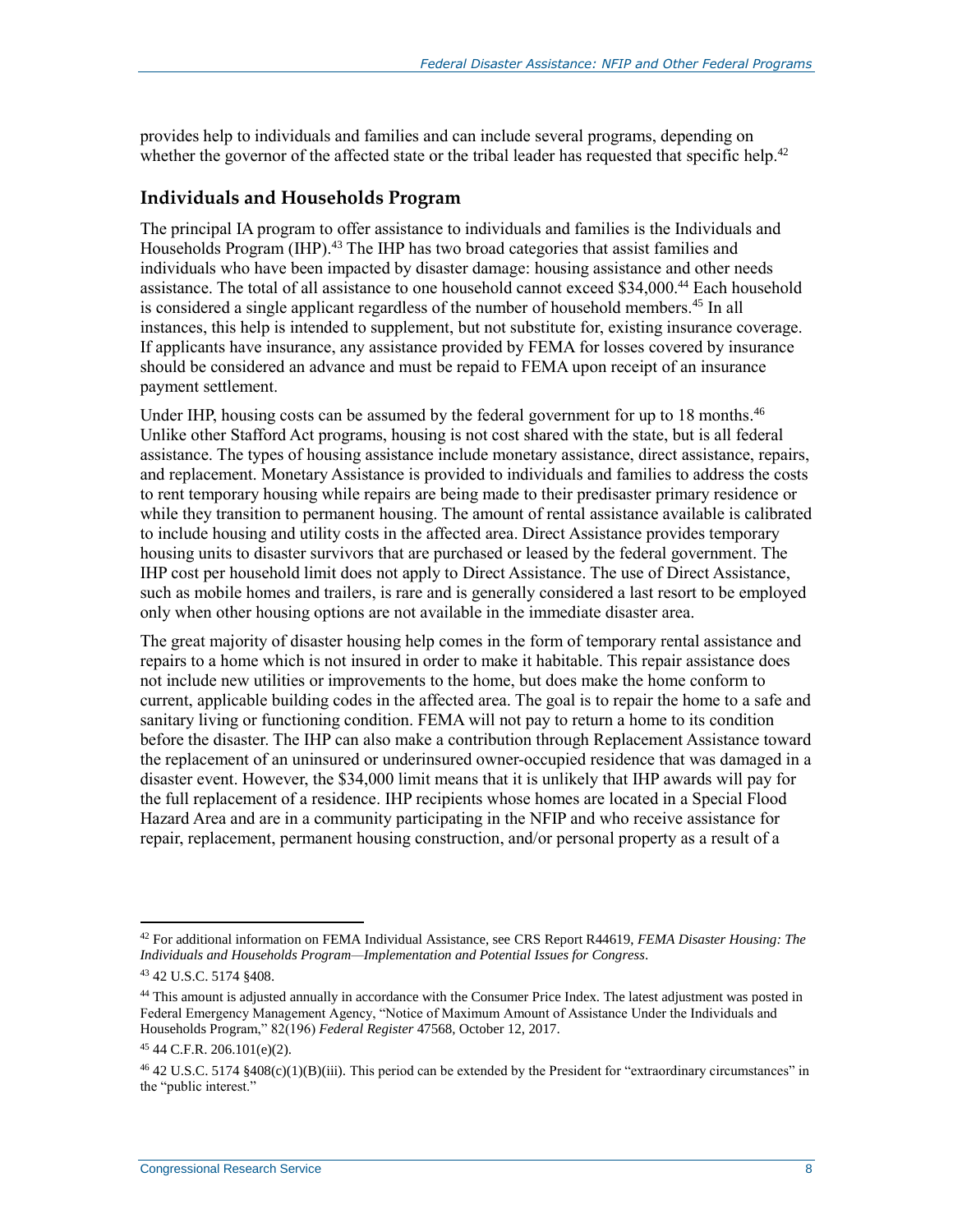provides help to individuals and families and can include several programs, depending on whether the governor of the affected state or the tribal leader has requested that specific help.[42]

## Individuals and Households Program

The principal IA program to offer assistance to individuals and families is the Individuals and Households Program (IHP).[43] The IHP has two broad categories that assist families and individuals who have been impacted by disaster damage: housing assistance and other needs assistance. The total of all assistance to one household cannot exceed $34,000.[44] Each household is considered a single applicant regardless of the number of household members.[45] In all instances, this help is intended to supplement, but not substitute for, existing insurance coverage. If applicants have insurance, any assistance provided by FEMA for losses covered by insurance should be considered an advance and must be repaid to FEMA upon receipt of an insurance payment settlement.

Under IHP, housing costs can be assumed by the federal government for up to 18 months.[46] Unlike other Stafford Act programs, housing is not cost shared with the state, but is all federal assistance. The types of housing assistance include monetary assistance, direct assistance, repairs, and replacement. Monetary Assistance is provided to individuals and families to address the costs to rent temporary housing while repairs are being made to their predisaster primary residence or while they transition to permanent housing. The amount of rental assistance available is calibrated to include housing and utility costs in the affected area. Direct Assistance provides temporary housing units to disaster survivors that are purchased or leased by the federal government. The IHP cost per household limit does not apply to Direct Assistance. The use of Direct Assistance, such as mobile homes and trailers, is rare and is generally considered a last resort to be employed only when other housing options are not available in the immediate disaster area.

The great majority of disaster housing help comes in the form of temporary rental assistance and repairs to a home which is not insured in order to make it habitable. This repair assistance does not include new utilities or improvements to the home, but does make the home conform to current, applicable building codes in the affected area. The goal is to repair the home to a safe and sanitary living or functioning condition. FEMA will not pay to return a home to its condition before the disaster. The IHP can also make a contribution through Replacement Assistance toward the replacement of an uninsured or underinsured owner-occupied residence that was damaged in a disaster event. However, the $34,000 limit means that it is unlikely that IHP awards will pay for the full replacement of a residence. IHP recipients whose homes are located in a Special Flood Hazard Area and are in a community participating in the NFIP and who receive assistance for repair, replacement, permanent housing construction, and/or personal property as a result of a

---

[42] For additional information on FEMA Individual Assistance, see CRS Report R44619, *FEMA Disaster Housing: The Individuals and Households Program—Implementation and Potential Issues for Congress*.

[43] 42 U.S.C. 5174 §408.

[44] This amount is adjusted annually in accordance with the Consumer Price Index. The latest adjustment was posted in Federal Emergency Management Agency, "Notice of Maximum Amount of Assistance Under the Individuals and Households Program," 82(196) *Federal Register* 47568, October 12, 2017.

[45] 44 C.F.R. 206.101(e)(2).

[46] 42 U.S.C. 5174 §408(c)(1)(B)(iii). This period can be extended by the President for "extraordinary circumstances" in the "public interest."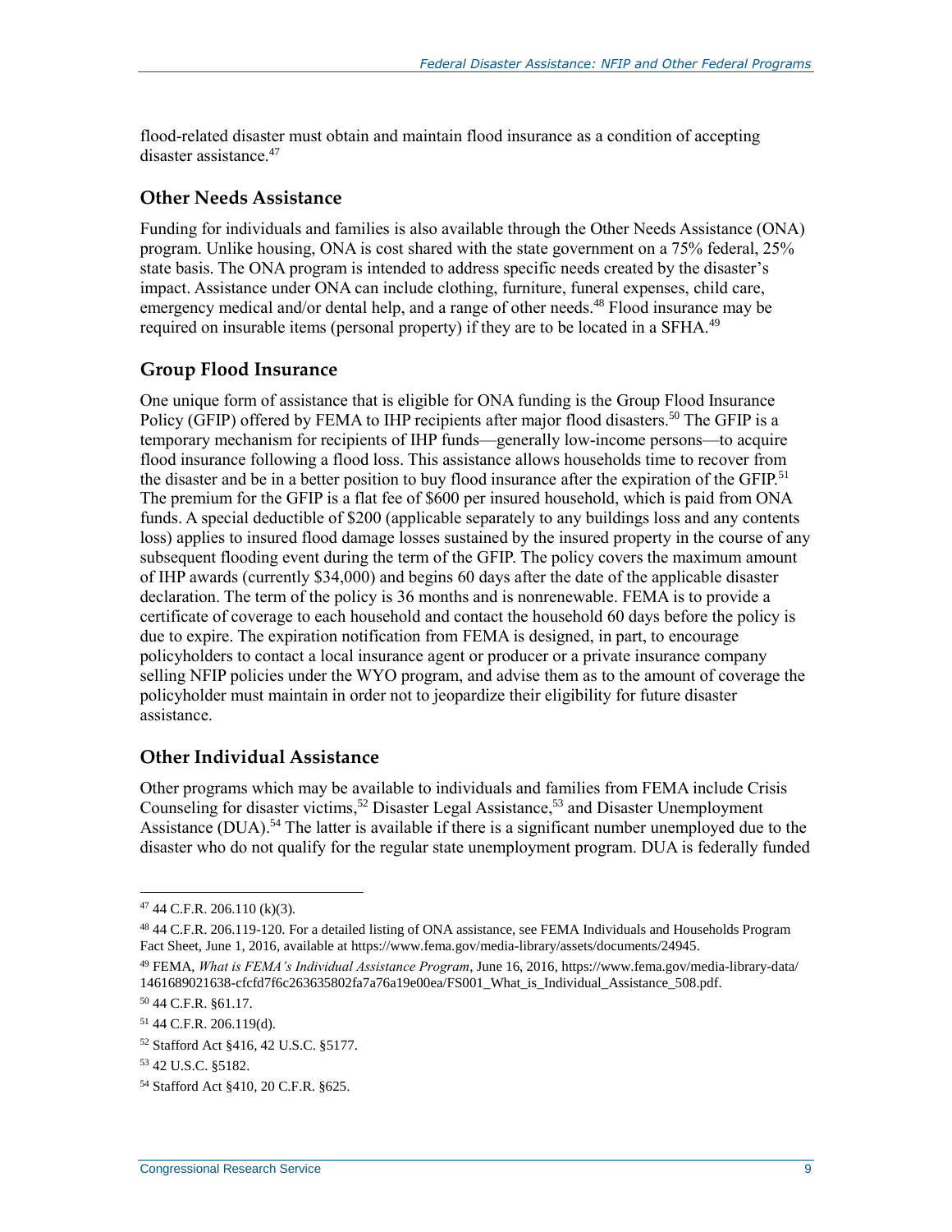flood-related disaster must obtain and maintain flood insurance as a condition of accepting disaster assistance.[47]

### Other Needs Assistance

Funding for individuals and families is also available through the Other Needs Assistance (ONA) program. Unlike housing, ONA is cost shared with the state government on a 75% federal, 25% state basis. The ONA program is intended to address specific needs created by the disaster's impact. Assistance under ONA can include clothing, furniture, funeral expenses, child care, emergency medical and/or dental help, and a range of other needs.[48] Flood insurance may be required on insurable items (personal property) if they are to be located in a SFHA.[49]

### Group Flood Insurance

One unique form of assistance that is eligible for ONA funding is the Group Flood Insurance Policy (GFIP) offered by FEMA to IHP recipients after major flood disasters.[50] The GFIP is a temporary mechanism for recipients of IHP funds—generally low-income persons—to acquire flood insurance following a flood loss. This assistance allows households time to recover from the disaster and be in a better position to buy flood insurance after the expiration of the GFIP.[51] The premium for the GFIP is a flat fee of $600 per insured household, which is paid from ONA funds. A special deductible of $200 (applicable separately to any buildings loss and any contents loss) applies to insured flood damage losses sustained by the insured property in the course of any subsequent flooding event during the term of the GFIP. The policy covers the maximum amount of IHP awards (currently $34,000) and begins 60 days after the date of the applicable disaster declaration. The term of the policy is 36 months and is nonrenewable. FEMA is to provide a certificate of coverage to each household and contact the household 60 days before the policy is due to expire. The expiration notification from FEMA is designed, in part, to encourage policyholders to contact a local insurance agent or producer or a private insurance company selling NFIP policies under the WYO program, and advise them as to the amount of coverage the policyholder must maintain in order not to jeopardize their eligibility for future disaster assistance.

### Other Individual Assistance

Other programs which may be available to individuals and families from FEMA include Crisis Counseling for disaster victims,[52] Disaster Legal Assistance,[53] and Disaster Unemployment Assistance (DUA).[54] The latter is available if there is a significant number unemployed due to the disaster who do not qualify for the regular state unemployment program. DUA is federally funded

---

[47] 44 C.F.R. 206.110 (k)(3).

[48] 44 C.F.R. 206.119-120. For a detailed listing of ONA assistance, see FEMA Individuals and Households Program Fact Sheet, June 1, 2016, available at https://www.fema.gov/media-library/assets/documents/24945.

[49] FEMA, *What is FEMA's Individual Assistance Program*, June 16, 2016, https://www.fema.gov/media-library-data/1461689021638-cfcfd7f6c263635802fa7a76a19e00ea/FS001_What_is_Individual_Assistance_508.pdf.

[50] 44 C.F.R. §61.17.

[51] 44 C.F.R. 206.119(d).

[52] Stafford Act §416, 42 U.S.C. §5177.

[53] 42 U.S.C. §5182.

[54] Stafford Act §410, 20 C.F.R. §625.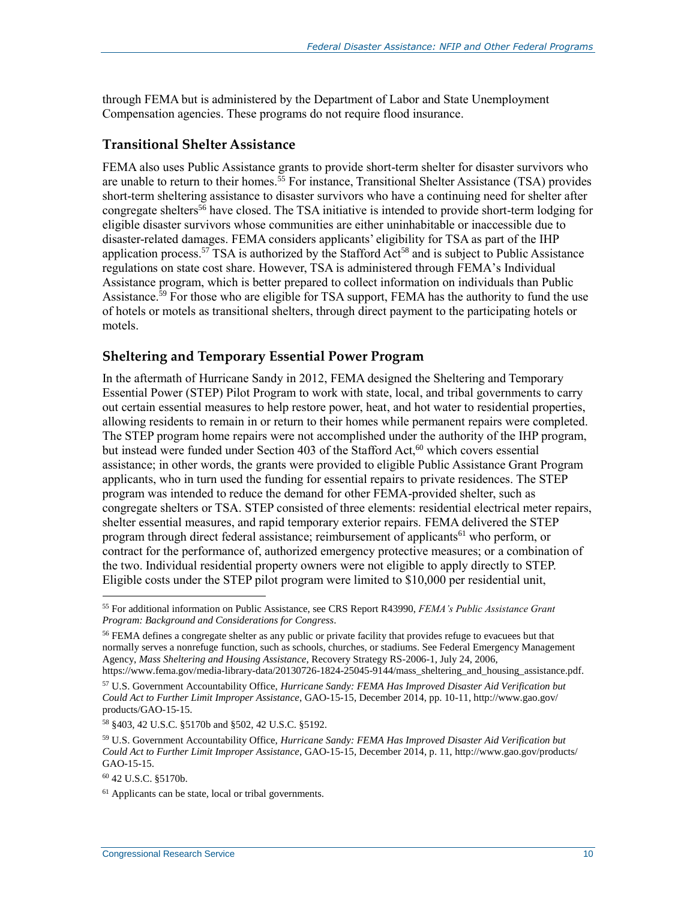through FEMA but is administered by the Department of Labor and State Unemployment Compensation agencies. These programs do not require flood insurance.

### Transitional Shelter Assistance

FEMA also uses Public Assistance grants to provide short-term shelter for disaster survivors who are unable to return to their homes.[55] For instance, Transitional Shelter Assistance (TSA) provides short-term sheltering assistance to disaster survivors who have a continuing need for shelter after congregate shelters[56] have closed. The TSA initiative is intended to provide short-term lodging for eligible disaster survivors whose communities are either uninhabitable or inaccessible due to disaster-related damages. FEMA considers applicants' eligibility for TSA as part of the IHP application process.[57] TSA is authorized by the Stafford Act[58] and is subject to Public Assistance regulations on state cost share. However, TSA is administered through FEMA's Individual Assistance program, which is better prepared to collect information on individuals than Public Assistance.[59] For those who are eligible for TSA support, FEMA has the authority to fund the use of hotels or motels as transitional shelters, through direct payment to the participating hotels or motels.

### Sheltering and Temporary Essential Power Program

In the aftermath of Hurricane Sandy in 2012, FEMA designed the Sheltering and Temporary Essential Power (STEP) Pilot Program to work with state, local, and tribal governments to carry out certain essential measures to help restore power, heat, and hot water to residential properties, allowing residents to remain in or return to their homes while permanent repairs were completed. The STEP program home repairs were not accomplished under the authority of the IHP program, but instead were funded under Section 403 of the Stafford Act,[60] which covers essential assistance; in other words, the grants were provided to eligible Public Assistance Grant Program applicants, who in turn used the funding for essential repairs to private residences. The STEP program was intended to reduce the demand for other FEMA-provided shelter, such as congregate shelters or TSA. STEP consisted of three elements: residential electrical meter repairs, shelter essential measures, and rapid temporary exterior repairs. FEMA delivered the STEP program through direct federal assistance; reimbursement of applicants[61] who perform, or contract for the performance of, authorized emergency protective measures; or a combination of the two. Individual residential property owners were not eligible to apply directly to STEP. Eligible costs under the STEP pilot program were limited to $10,000 per residential unit,

---

[55] For additional information on Public Assistance, see CRS Report R43990, *FEMA's Public Assistance Grant Program: Background and Considerations for Congress*.

[56] FEMA defines a congregate shelter as any public or private facility that provides refuge to evacuees but that normally serves a nonrefuge function, such as schools, churches, or stadiums. See Federal Emergency Management Agency, *Mass Sheltering and Housing Assistance*, Recovery Strategy RS-2006-1, July 24, 2006, https://www.fema.gov/media-library-data/20130726-1824-25045-9144/mass_sheltering_and_housing_assistance.pdf.

[57] U.S. Government Accountability Office, *Hurricane Sandy: FEMA Has Improved Disaster Aid Verification but Could Act to Further Limit Improper Assistance*, GAO-15-15, December 2014, pp. 10-11, http://www.gao.gov/products/GAO-15-15.

[58] §403, 42 U.S.C. §5170b and §502, 42 U.S.C. §5192.

[59] U.S. Government Accountability Office, *Hurricane Sandy: FEMA Has Improved Disaster Aid Verification but Could Act to Further Limit Improper Assistance*, GAO-15-15, December 2014, p. 11, http://www.gao.gov/products/GAO-15-15.

[60] 42 U.S.C. §5170b.

[61] Applicants can be state, local or tribal governments.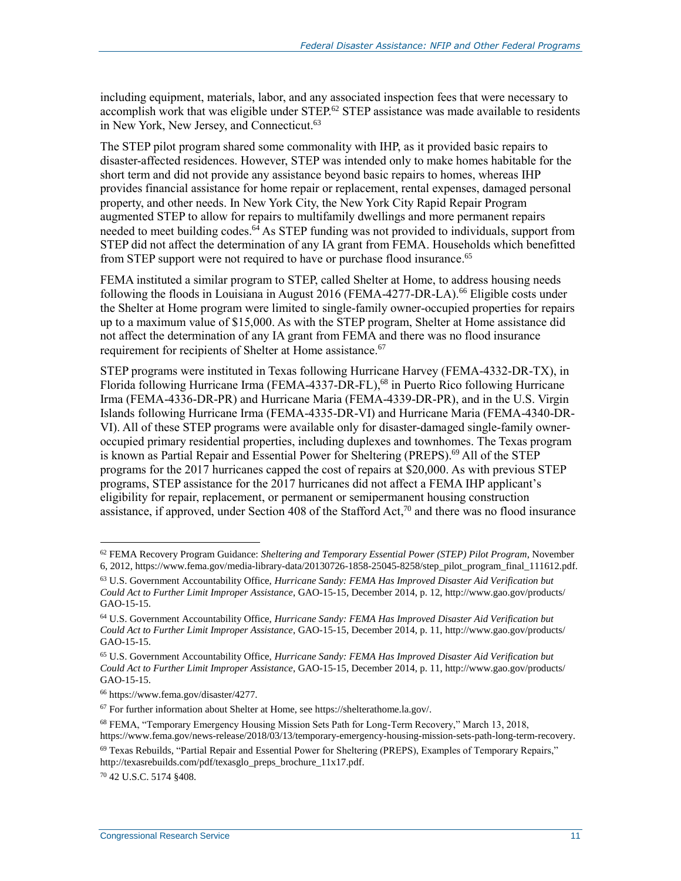including equipment, materials, labor, and any associated inspection fees that were necessary to accomplish work that was eligible under STEP.[62] STEP assistance was made available to residents in New York, New Jersey, and Connecticut.[63]

The STEP pilot program shared some commonality with IHP, as it provided basic repairs to disaster-affected residences. However, STEP was intended only to make homes habitable for the short term and did not provide any assistance beyond basic repairs to homes, whereas IHP provides financial assistance for home repair or replacement, rental expenses, damaged personal property, and other needs. In New York City, the New York City Rapid Repair Program augmented STEP to allow for repairs to multifamily dwellings and more permanent repairs needed to meet building codes.[64] As STEP funding was not provided to individuals, support from STEP did not affect the determination of any IA grant from FEMA. Households which benefitted from STEP support were not required to have or purchase flood insurance.[65]

FEMA instituted a similar program to STEP, called Shelter at Home, to address housing needs following the floods in Louisiana in August 2016 (FEMA-4277-DR-LA).[66] Eligible costs under the Shelter at Home program were limited to single-family owner-occupied properties for repairs up to a maximum value of $15,000. As with the STEP program, Shelter at Home assistance did not affect the determination of any IA grant from FEMA and there was no flood insurance requirement for recipients of Shelter at Home assistance.[67]

STEP programs were instituted in Texas following Hurricane Harvey (FEMA-4332-DR-TX), in Florida following Hurricane Irma (FEMA-4337-DR-FL),[68] in Puerto Rico following Hurricane Irma (FEMA-4336-DR-PR) and Hurricane Maria (FEMA-4339-DR-PR), and in the U.S. Virgin Islands following Hurricane Irma (FEMA-4335-DR-VI) and Hurricane Maria (FEMA-4340-DR-VI). All of these STEP programs were available only for disaster-damaged single-family owner-occupied primary residential properties, including duplexes and townhomes. The Texas program is known as Partial Repair and Essential Power for Sheltering (PREPS).[69] All of the STEP programs for the 2017 hurricanes capped the cost of repairs at $20,000. As with previous STEP programs, STEP assistance for the 2017 hurricanes did not affect a FEMA IHP applicant's eligibility for repair, replacement, or permanent or semipermanent housing construction assistance, if approved, under Section 408 of the Stafford Act,[70] and there was no flood insurance

---

[62] FEMA Recovery Program Guidance: *Sheltering and Temporary Essential Power (STEP) Pilot Program*, November 6, 2012, https://www.fema.gov/media-library-data/20130726-1858-25045-8258/step_pilot_program_final_111612.pdf.

[63] U.S. Government Accountability Office, *Hurricane Sandy: FEMA Has Improved Disaster Aid Verification but Could Act to Further Limit Improper Assistance*, GAO-15-15, December 2014, p. 12, http://www.gao.gov/products/GAO-15-15.

[64] U.S. Government Accountability Office, *Hurricane Sandy: FEMA Has Improved Disaster Aid Verification but Could Act to Further Limit Improper Assistance*, GAO-15-15, December 2014, p. 11, http://www.gao.gov/products/GAO-15-15.

[65] U.S. Government Accountability Office, *Hurricane Sandy: FEMA Has Improved Disaster Aid Verification but Could Act to Further Limit Improper Assistance*, GAO-15-15, December 2014, p. 11, http://www.gao.gov/products/GAO-15-15.

[66] https://www.fema.gov/disaster/4277.

[67] For further information about Shelter at Home, see https://shelterathome.la.gov/.

[68] FEMA, "Temporary Emergency Housing Mission Sets Path for Long-Term Recovery," March 13, 2018, https://www.fema.gov/news-release/2018/03/13/temporary-emergency-housing-mission-sets-path-long-term-recovery.

[69] Texas Rebuilds, "Partial Repair and Essential Power for Sheltering (PREPS), Examples of Temporary Repairs," http://texasrebuilds.com/pdf/texasglo_preps_brochure_11x17.pdf.

[70] 42 U.S.C. 5174 §408.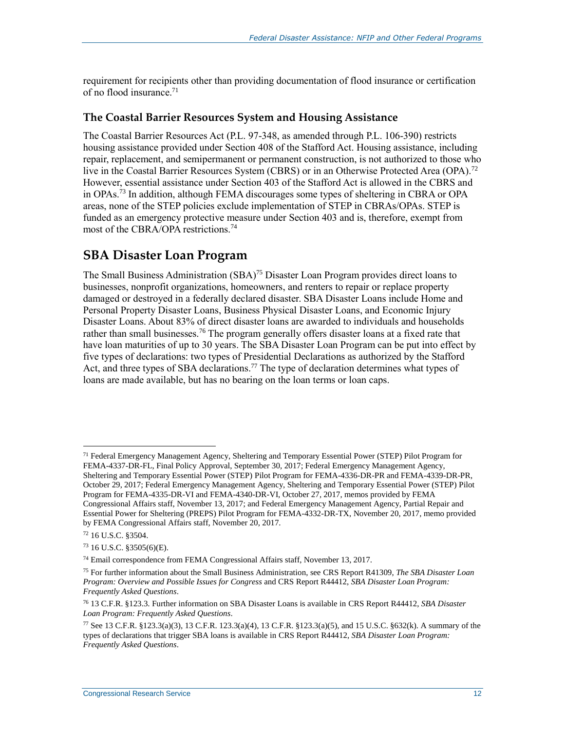requirement for recipients other than providing documentation of flood insurance or certification of no flood insurance.[71]

### The Coastal Barrier Resources System and Housing Assistance

The Coastal Barrier Resources Act (P.L. 97-348, as amended through P.L. 106-390) restricts housing assistance provided under Section 408 of the Stafford Act. Housing assistance, including repair, replacement, and semipermanent or permanent construction, is not authorized to those who live in the Coastal Barrier Resources System (CBRS) or in an Otherwise Protected Area (OPA).[72] However, essential assistance under Section 403 of the Stafford Act is allowed in the CBRS and in OPAs.[73] In addition, although FEMA discourages some types of sheltering in CBRA or OPA areas, none of the STEP policies exclude implementation of STEP in CBRAs/OPAs. STEP is funded as an emergency protective measure under Section 403 and is, therefore, exempt from most of the CBRA/OPA restrictions.[74]

## SBA Disaster Loan Program

The Small Business Administration (SBA)[75] Disaster Loan Program provides direct loans to businesses, nonprofit organizations, homeowners, and renters to repair or replace property damaged or destroyed in a federally declared disaster. SBA Disaster Loans include Home and Personal Property Disaster Loans, Business Physical Disaster Loans, and Economic Injury Disaster Loans. About 83% of direct disaster loans are awarded to individuals and households rather than small businesses.[76] The program generally offers disaster loans at a fixed rate that have loan maturities of up to 30 years. The SBA Disaster Loan Program can be put into effect by five types of declarations: two types of Presidential Declarations as authorized by the Stafford Act, and three types of SBA declarations.[77] The type of declaration determines what types of loans are made available, but has no bearing on the loan terms or loan caps.

---

[71] Federal Emergency Management Agency, Sheltering and Temporary Essential Power (STEP) Pilot Program for FEMA-4337-DR-FL, Final Policy Approval, September 30, 2017; Federal Emergency Management Agency, Sheltering and Temporary Essential Power (STEP) Pilot Program for FEMA-4336-DR-PR and FEMA-4339-DR-PR, October 29, 2017; Federal Emergency Management Agency, Sheltering and Temporary Essential Power (STEP) Pilot Program for FEMA-4335-DR-VI and FEMA-4340-DR-VI, October 27, 2017, memos provided by FEMA Congressional Affairs staff, November 13, 2017; and Federal Emergency Management Agency, Partial Repair and Essential Power for Sheltering (PREPS) Pilot Program for FEMA-4332-DR-TX, November 20, 2017, memo provided by FEMA Congressional Affairs staff, November 20, 2017.

[72] 16 U.S.C. §3504.

[73] 16 U.S.C. §3505(6)(E).

[74] Email correspondence from FEMA Congressional Affairs staff, November 13, 2017.

[75] For further information about the Small Business Administration, see CRS Report R41309, *The SBA Disaster Loan Program: Overview and Possible Issues for Congress* and CRS Report R44412, *SBA Disaster Loan Program: Frequently Asked Questions*.

[76] 13 C.F.R. §123.3. Further information on SBA Disaster Loans is available in CRS Report R44412, *SBA Disaster Loan Program: Frequently Asked Questions*.

[77] See 13 C.F.R. §123.3(a)(3), 13 C.F.R. 123.3(a)(4), 13 C.F.R. §123.3(a)(5), and 15 U.S.C. §632(k). A summary of the types of declarations that trigger SBA loans is available in CRS Report R44412, *SBA Disaster Loan Program: Frequently Asked Questions*.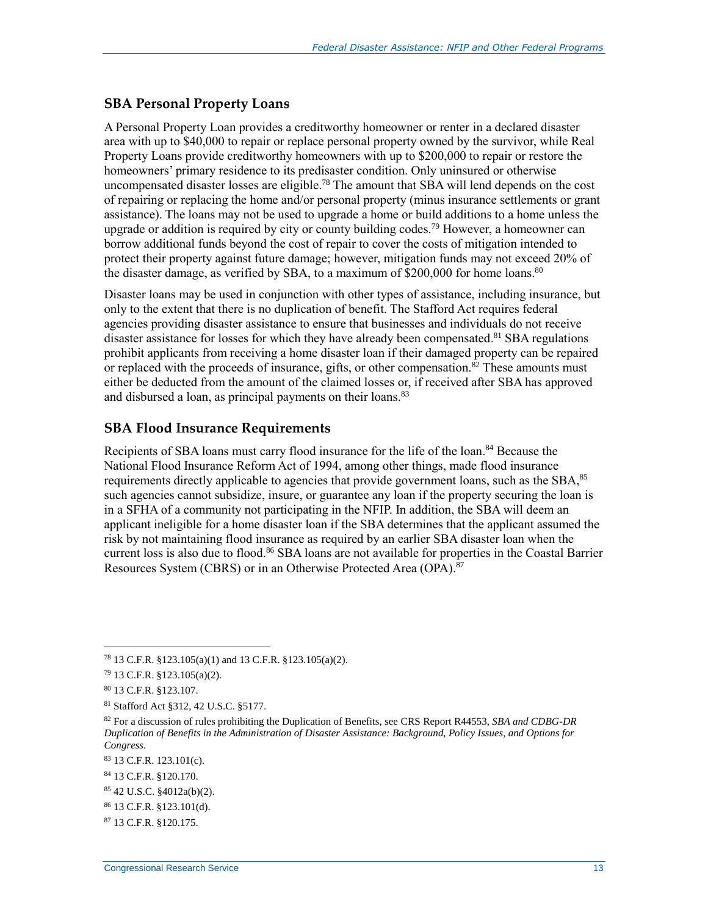## SBA Personal Property Loans

A Personal Property Loan provides a creditworthy homeowner or renter in a declared disaster area with up to $40,000 to repair or replace personal property owned by the survivor, while Real Property Loans provide creditworthy homeowners with up to $200,000 to repair or restore the homeowners' primary residence to its predisaster condition. Only uninsured or otherwise uncompensated disaster losses are eligible.[78] The amount that SBA will lend depends on the cost of repairing or replacing the home and/or personal property (minus insurance settlements or grant assistance). The loans may not be used to upgrade a home or build additions to a home unless the upgrade or addition is required by city or county building codes.[79] However, a homeowner can borrow additional funds beyond the cost of repair to cover the costs of mitigation intended to protect their property against future damage; however, mitigation funds may not exceed 20% of the disaster damage, as verified by SBA, to a maximum of $200,000 for home loans.[80]

Disaster loans may be used in conjunction with other types of assistance, including insurance, but only to the extent that there is no duplication of benefit. The Stafford Act requires federal agencies providing disaster assistance to ensure that businesses and individuals do not receive disaster assistance for losses for which they have already been compensated.[81] SBA regulations prohibit applicants from receiving a home disaster loan if their damaged property can be repaired or replaced with the proceeds of insurance, gifts, or other compensation.[82] These amounts must either be deducted from the amount of the claimed losses or, if received after SBA has approved and disbursed a loan, as principal payments on their loans.[83]

## SBA Flood Insurance Requirements

Recipients of SBA loans must carry flood insurance for the life of the loan.[84] Because the National Flood Insurance Reform Act of 1994, among other things, made flood insurance requirements directly applicable to agencies that provide government loans, such as the SBA,[85] such agencies cannot subsidize, insure, or guarantee any loan if the property securing the loan is in a SFHA of a community not participating in the NFIP. In addition, the SBA will deem an applicant ineligible for a home disaster loan if the SBA determines that the applicant assumed the risk by not maintaining flood insurance as required by an earlier SBA disaster loan when the current loss is also due to flood.[86] SBA loans are not available for properties in the Coastal Barrier Resources System (CBRS) or in an Otherwise Protected Area (OPA).[87]

---

[78] 13 C.F.R. §123.105(a)(1) and 13 C.F.R. §123.105(a)(2).

[79] 13 C.F.R. §123.105(a)(2).

[80] 13 C.F.R. §123.107.

[81] Stafford Act §312, 42 U.S.C. §5177.

[82] For a discussion of rules prohibiting the Duplication of Benefits, see CRS Report R44553, *SBA and CDBG-DR Duplication of Benefits in the Administration of Disaster Assistance: Background, Policy Issues, and Options for Congress*.

[83] 13 C.F.R. 123.101(c).

[84] 13 C.F.R. §120.170.

[85] 42 U.S.C. §4012a(b)(2).

[86] 13 C.F.R. §123.101(d).

[87] 13 C.F.R. §120.175.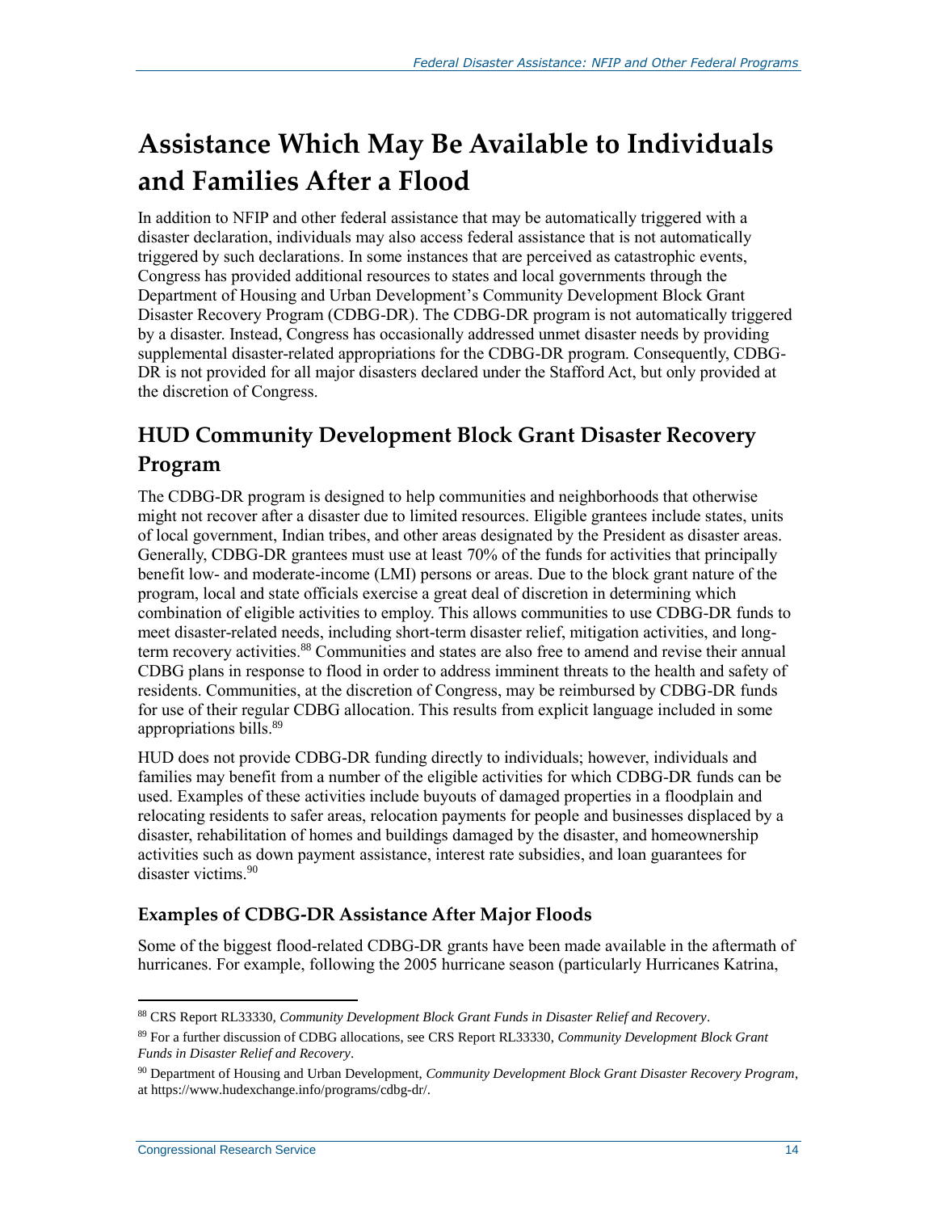# Assistance Which May Be Available to Individuals and Families After a Flood

In addition to NFIP and other federal assistance that may be automatically triggered with a disaster declaration, individuals may also access federal assistance that is not automatically triggered by such declarations. In some instances that are perceived as catastrophic events, Congress has provided additional resources to states and local governments through the Department of Housing and Urban Development's Community Development Block Grant Disaster Recovery Program (CDBG-DR). The CDBG-DR program is not automatically triggered by a disaster. Instead, Congress has occasionally addressed unmet disaster needs by providing supplemental disaster-related appropriations for the CDBG-DR program. Consequently, CDBG-DR is not provided for all major disasters declared under the Stafford Act, but only provided at the discretion of Congress.

## HUD Community Development Block Grant Disaster Recovery Program

The CDBG-DR program is designed to help communities and neighborhoods that otherwise might not recover after a disaster due to limited resources. Eligible grantees include states, units of local government, Indian tribes, and other areas designated by the President as disaster areas. Generally, CDBG-DR grantees must use at least 70% of the funds for activities that principally benefit low- and moderate-income (LMI) persons or areas. Due to the block grant nature of the program, local and state officials exercise a great deal of discretion in determining which combination of eligible activities to employ. This allows communities to use CDBG-DR funds to meet disaster-related needs, including short-term disaster relief, mitigation activities, and long-term recovery activities.[88] Communities and states are also free to amend and revise their annual CDBG plans in response to flood in order to address imminent threats to the health and safety of residents. Communities, at the discretion of Congress, may be reimbursed by CDBG-DR funds for use of their regular CDBG allocation. This results from explicit language included in some appropriations bills.[89]

HUD does not provide CDBG-DR funding directly to individuals; however, individuals and families may benefit from a number of the eligible activities for which CDBG-DR funds can be used. Examples of these activities include buyouts of damaged properties in a floodplain and relocating residents to safer areas, relocation payments for people and businesses displaced by a disaster, rehabilitation of homes and buildings damaged by the disaster, and homeownership activities such as down payment assistance, interest rate subsidies, and loan guarantees for disaster victims.[90]

### Examples of CDBG-DR Assistance After Major Floods

Some of the biggest flood-related CDBG-DR grants have been made available in the aftermath of hurricanes. For example, following the 2005 hurricane season (particularly Hurricanes Katrina,

---

[88] CRS Report RL33330, *Community Development Block Grant Funds in Disaster Relief and Recovery*.

[89] For a further discussion of CDBG allocations, see CRS Report RL33330, *Community Development Block Grant Funds in Disaster Relief and Recovery*.

[90] Department of Housing and Urban Development, *Community Development Block Grant Disaster Recovery Program*, at https://www.hudexchange.info/programs/cdbg-dr/.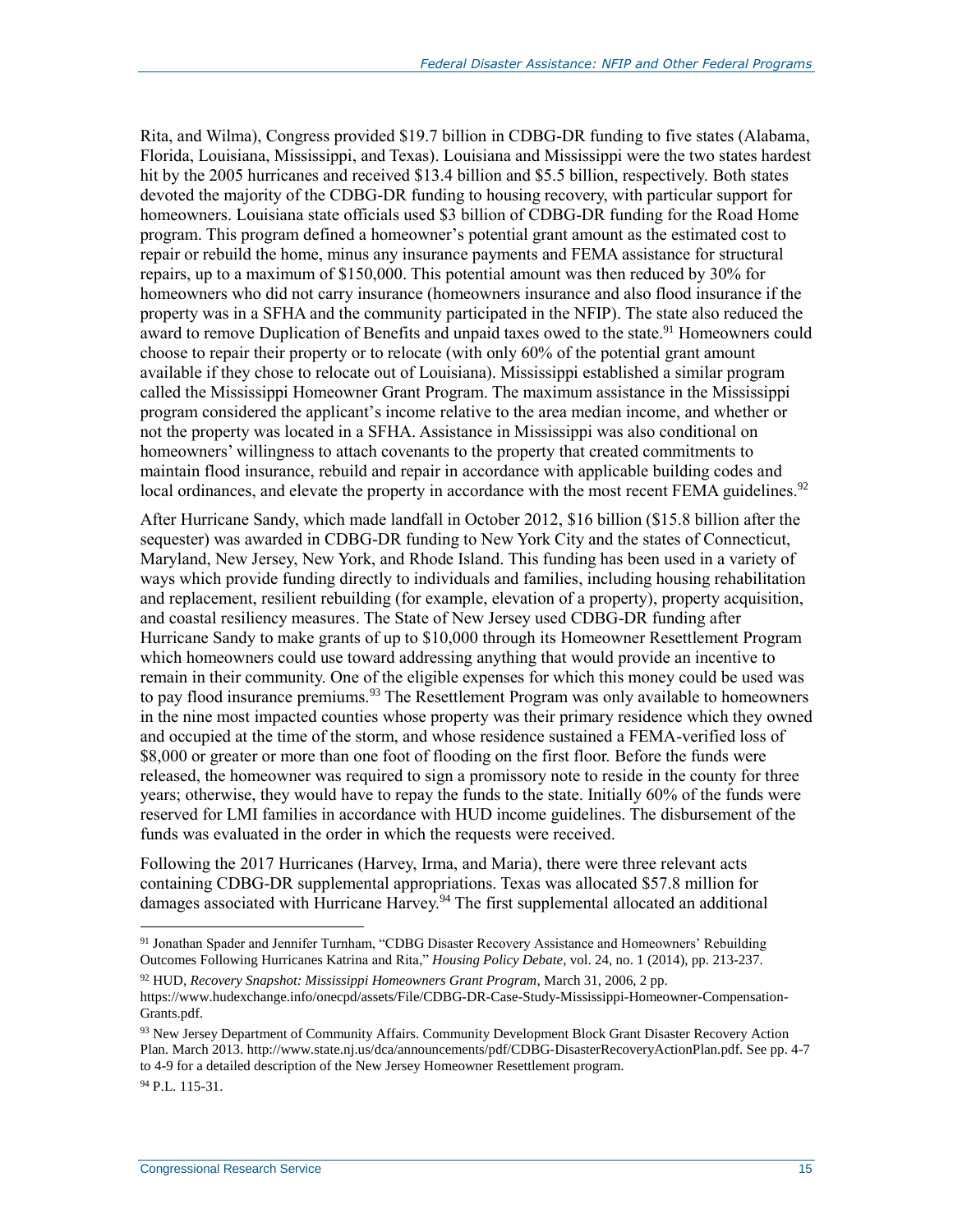Rita, and Wilma), Congress provided $19.7 billion in CDBG-DR funding to five states (Alabama, Florida, Louisiana, Mississippi, and Texas). Louisiana and Mississippi were the two states hardest hit by the 2005 hurricanes and received $13.4 billion and $5.5 billion, respectively. Both states devoted the majority of the CDBG-DR funding to housing recovery, with particular support for homeowners. Louisiana state officials used $3 billion of CDBG-DR funding for the Road Home program. This program defined a homeowner's potential grant amount as the estimated cost to repair or rebuild the home, minus any insurance payments and FEMA assistance for structural repairs, up to a maximum of $150,000. This potential amount was then reduced by 30% for homeowners who did not carry insurance (homeowners insurance and also flood insurance if the property was in a SFHA and the community participated in the NFIP). The state also reduced the award to remove Duplication of Benefits and unpaid taxes owed to the state.[91] Homeowners could choose to repair their property or to relocate (with only 60% of the potential grant amount available if they chose to relocate out of Louisiana). Mississippi established a similar program called the Mississippi Homeowner Grant Program. The maximum assistance in the Mississippi program considered the applicant's income relative to the area median income, and whether or not the property was located in a SFHA. Assistance in Mississippi was also conditional on homeowners' willingness to attach covenants to the property that created commitments to maintain flood insurance, rebuild and repair in accordance with applicable building codes and local ordinances, and elevate the property in accordance with the most recent FEMA guidelines.[92]

After Hurricane Sandy, which made landfall in October 2012, $16 billion ($15.8 billion after the sequester) was awarded in CDBG-DR funding to New York City and the states of Connecticut, Maryland, New Jersey, New York, and Rhode Island. This funding has been used in a variety of ways which provide funding directly to individuals and families, including housing rehabilitation and replacement, resilient rebuilding (for example, elevation of a property), property acquisition, and coastal resiliency measures. The State of New Jersey used CDBG-DR funding after Hurricane Sandy to make grants of up to $10,000 through its Homeowner Resettlement Program which homeowners could use toward addressing anything that would provide an incentive to remain in their community. One of the eligible expenses for which this money could be used was to pay flood insurance premiums.[93] The Resettlement Program was only available to homeowners in the nine most impacted counties whose property was their primary residence which they owned and occupied at the time of the storm, and whose residence sustained a FEMA-verified loss of $8,000 or greater or more than one foot of flooding on the first floor. Before the funds were released, the homeowner was required to sign a promissory note to reside in the county for three years; otherwise, they would have to repay the funds to the state. Initially 60% of the funds were reserved for LMI families in accordance with HUD income guidelines. The disbursement of the funds was evaluated in the order in which the requests were received.

Following the 2017 Hurricanes (Harvey, Irma, and Maria), there were three relevant acts containing CDBG-DR supplemental appropriations. Texas was allocated $57.8 million for damages associated with Hurricane Harvey.[94] The first supplemental allocated an additional

---

[91] Jonathan Spader and Jennifer Turnham, "CDBG Disaster Recovery Assistance and Homeowners' Rebuilding Outcomes Following Hurricanes Katrina and Rita," *Housing Policy Debate*, vol. 24, no. 1 (2014), pp. 213-237.

[92] HUD, *Recovery Snapshot: Mississippi Homeowners Grant Program*, March 31, 2006, 2 pp. https://www.hudexchange.info/onecpd/assets/File/CDBG-DR-Case-Study-Mississippi-Homeowner-Compensation-Grants.pdf.

[93] New Jersey Department of Community Affairs. Community Development Block Grant Disaster Recovery Action Plan. March 2013. http://www.state.nj.us/dca/announcements/pdf/CDBG-DisasterRecoveryActionPlan.pdf. See pp. 4-7 to 4-9 for a detailed description of the New Jersey Homeowner Resettlement program.

[94] P.L. 115-31.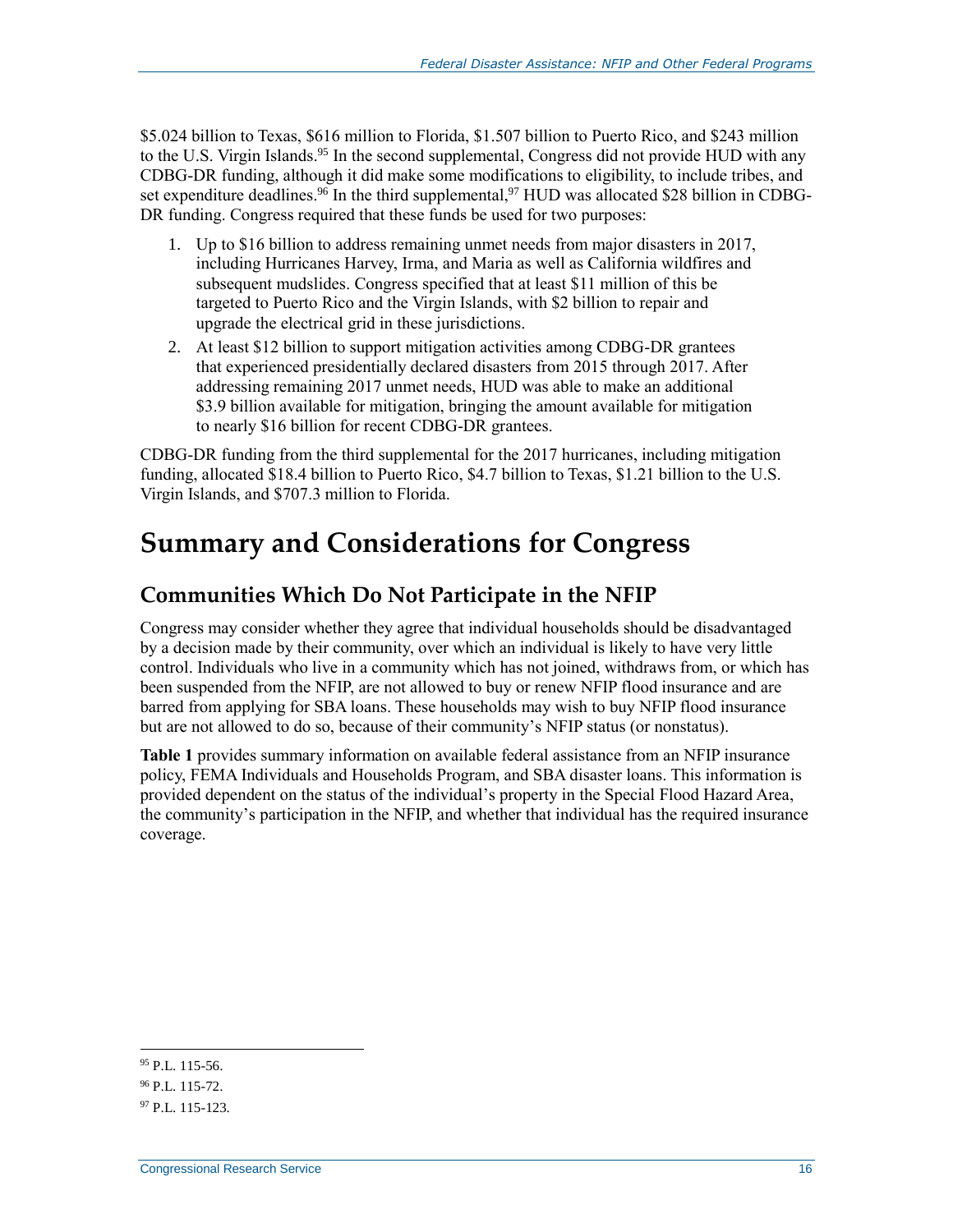$5.024 billion to Texas, $616 million to Florida, $1.507 billion to Puerto Rico, and $243 million to the U.S. Virgin Islands.[95] In the second supplemental, Congress did not provide HUD with any CDBG-DR funding, although it did make some modifications to eligibility, to include tribes, and set expenditure deadlines.[96] In the third supplemental,[97] HUD was allocated $28 billion in CDBG-DR funding. Congress required that these funds be used for two purposes:

1. Up to $16 billion to address remaining unmet needs from major disasters in 2017, including Hurricanes Harvey, Irma, and Maria as well as California wildfires and subsequent mudslides. Congress specified that at least $11 million of this be targeted to Puerto Rico and the Virgin Islands, with $2 billion to repair and upgrade the electrical grid in these jurisdictions.
2. At least $12 billion to support mitigation activities among CDBG-DR grantees that experienced presidentially declared disasters from 2015 through 2017. After addressing remaining 2017 unmet needs, HUD was able to make an additional $3.9 billion available for mitigation, bringing the amount available for mitigation to nearly $16 billion for recent CDBG-DR grantees.

CDBG-DR funding from the third supplemental for the 2017 hurricanes, including mitigation funding, allocated $18.4 billion to Puerto Rico, $4.7 billion to Texas, $1.21 billion to the U.S. Virgin Islands, and $707.3 million to Florida.

# Summary and Considerations for Congress

## Communities Which Do Not Participate in the NFIP

Congress may consider whether they agree that individual households should be disadvantaged by a decision made by their community, over which an individual is likely to have very little control. Individuals who live in a community which has not joined, withdraws from, or which has been suspended from the NFIP, are not allowed to buy or renew NFIP flood insurance and are barred from applying for SBA loans. These households may wish to buy NFIP flood insurance but are not allowed to do so, because of their community's NFIP status (or nonstatus).

**Table 1** provides summary information on available federal assistance from an NFIP insurance policy, FEMA Individuals and Households Program, and SBA disaster loans. This information is provided dependent on the status of the individual's property in the Special Flood Hazard Area, the community's participation in the NFIP, and whether that individual has the required insurance coverage.

---

[95] P.L. 115-56.

[96] P.L. 115-72.

[97] P.L. 115-123.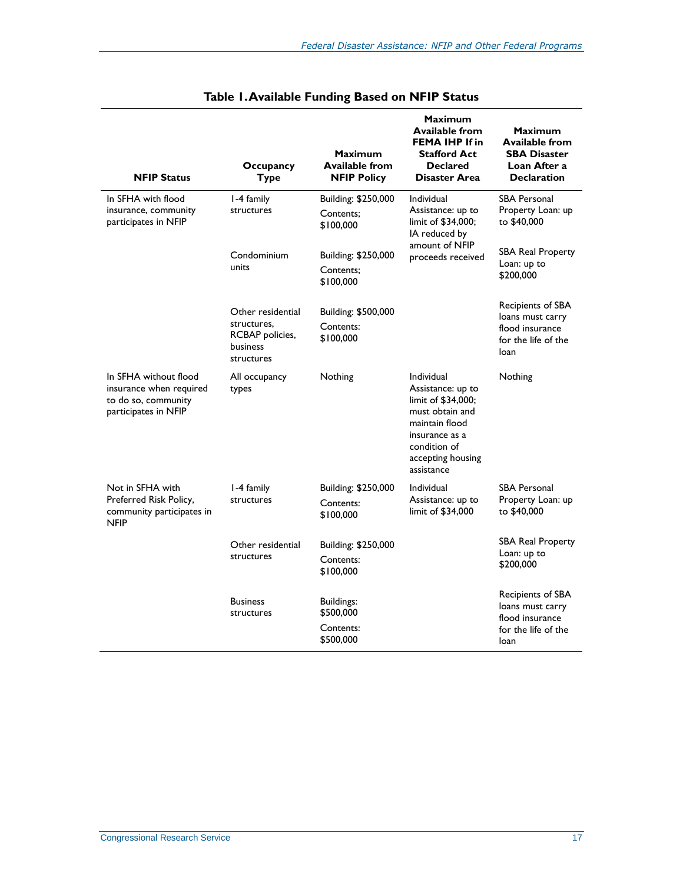**Table 1. Available Funding Based on NFIP Status**

| NFIP Status | Occupancy Type | Maximum Available from NFIP Policy | Maximum Available from FEMA IHP If in Stafford Act Declared Disaster Area | Maximum Available from SBA Disaster Loan After a Declaration |
|---|---|---|---|---|
| In SFHA with flood insurance, community participates in NFIP | 1-4 family structures | Building: $250,000 Contents; $100,000 | Individual Assistance: up to limit of $34,000; IA reduced by amount of NFIP proceeds received | SBA Personal Property Loan: up to $40,000 |
| | Condominium units | Building: $250,000 Contents; $100,000 | | SBA Real Property Loan: up to $200,000 |
| | Other residential structures, RCBAP policies, business structures | Building: $500,000 Contents: $100,000 | | Recipients of SBA loans must carry flood insurance for the life of the loan |
| In SFHA without flood insurance when required to do so, community participates in NFIP | All occupancy types | Nothing | Individual Assistance: up to limit of $34,000; must obtain and maintain flood insurance as a condition of accepting housing assistance | Nothing |
| Not in SFHA with Preferred Risk Policy, community participates in NFIP | 1-4 family structures | Building: $250,000 Contents: $100,000 | Individual Assistance: up to limit of $34,000 | SBA Personal Property Loan: up to $40,000 |
| | Other residential structures | Building: $250,000 Contents: $100,000 | | SBA Real Property Loan: up to $200,000 |
| | Business structures | Buildings: $500,000 Contents: $500,000 | | Recipients of SBA loans must carry flood insurance for the life of the loan |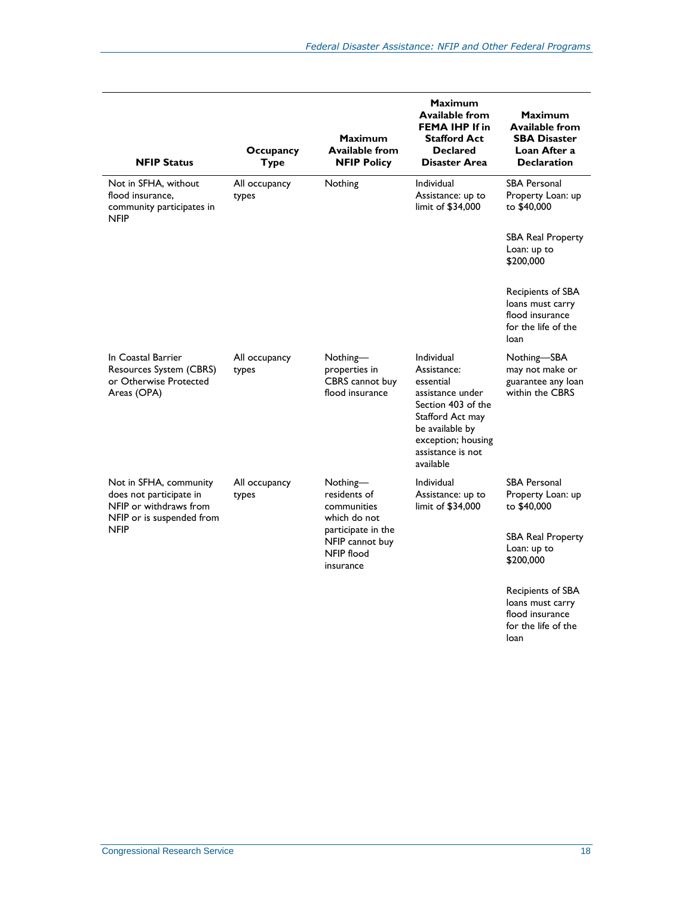| NFIP Status | Occupancy Type | Maximum Available from NFIP Policy | Maximum Available from FEMA IHP If in Stafford Act Declared Disaster Area | Maximum Available from SBA Disaster Loan After a Declaration |
|---|---|---|---|---|
| Not in SFHA, without flood insurance, community participates in NFIP | All occupancy types | Nothing | Individual Assistance: up to limit of $34,000 | SBA Personal Property Loan: up to $40,000<br><br>SBA Real Property Loan: up to $200,000<br><br>Recipients of SBA loans must carry flood insurance for the life of the loan |
| In Coastal Barrier Resources System (CBRS) or Otherwise Protected Areas (OPA) | All occupancy types | Nothing—properties in CBRS cannot buy flood insurance | Individual Assistance: essential assistance under Section 403 of the Stafford Act may be available by exception; housing assistance is not available | Nothing—SBA may not make or guarantee any loan within the CBRS |
| Not in SFHA, community does not participate in NFIP or withdraws from NFIP or is suspended from NFIP | All occupancy types | Nothing—residents of communities which do not participate in the NFIP cannot buy NFIP flood insurance | Individual Assistance: up to limit of $34,000 | SBA Personal Property Loan: up to $40,000<br><br>SBA Real Property Loan: up to $200,000<br><br>Recipients of SBA loans must carry flood insurance for the life of the loan |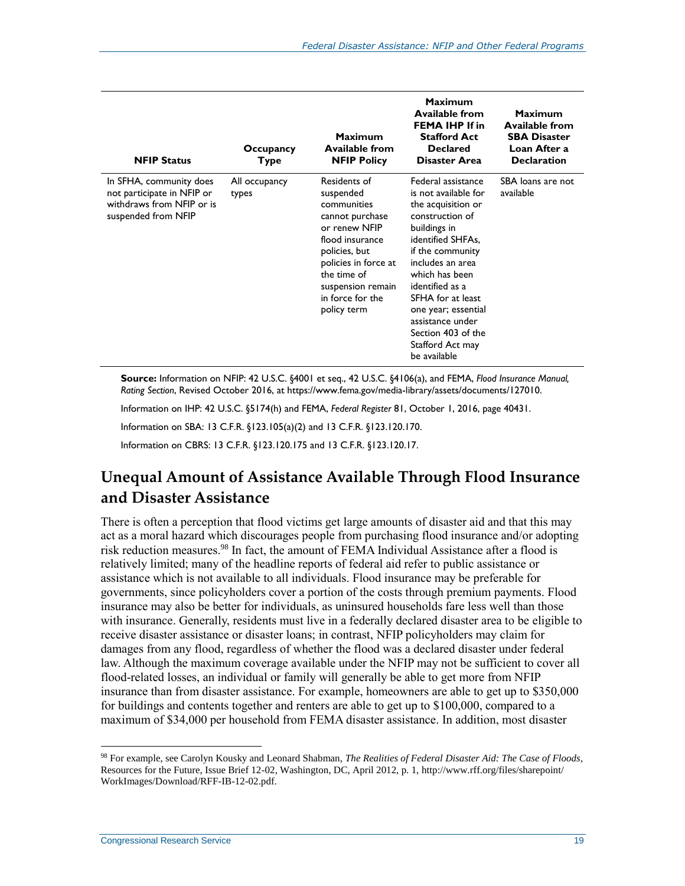| NFIP Status | Occupancy Type | Maximum Available from NFIP Policy | Maximum Available from FEMA IHP If in Stafford Act Declared Disaster Area | Maximum Available from SBA Disaster Loan After a Declaration |
|---|---|---|---|---|
| In SFHA, community does not participate in NFIP or withdraws from NFIP or is suspended from NFIP | All occupancy types | Residents of suspended communities cannot purchase or renew NFIP flood insurance policies, but policies in force at the time of suspension remain in force for the policy term | Federal assistance is not available for the acquisition or construction of buildings in identified SHFAs, if the community includes an area which has been identified as a SFHA for at least one year; essential assistance under Section 403 of the Stafford Act may be available | SBA loans are not available |

**Source:** Information on NFIP: 42 U.S.C. §4001 et seq., 42 U.S.C. §4106(a), and FEMA, *Flood Insurance Manual, Rating Section*, Revised October 2016, at https://www.fema.gov/media-library/assets/documents/127010.

Information on IHP: 42 U.S.C. §5174(h) and FEMA, *Federal Register* 81, October 1, 2016, page 40431.

Information on SBA: 13 C.F.R. §123.105(a)(2) and 13 C.F.R. §123.120.170.

Information on CBRS: 13 C.F.R. §123.120.175 and 13 C.F.R. §123.120.17.

## Unequal Amount of Assistance Available Through Flood Insurance and Disaster Assistance

There is often a perception that flood victims get large amounts of disaster aid and that this may act as a moral hazard which discourages people from purchasing flood insurance and/or adopting risk reduction measures.[98] In fact, the amount of FEMA Individual Assistance after a flood is relatively limited; many of the headline reports of federal aid refer to public assistance or assistance which is not available to all individuals. Flood insurance may be preferable for governments, since policyholders cover a portion of the costs through premium payments. Flood insurance may also be better for individuals, as uninsured households fare less well than those with insurance. Generally, residents must live in a federally declared disaster area to be eligible to receive disaster assistance or disaster loans; in contrast, NFIP policyholders may claim for damages from any flood, regardless of whether the flood was a declared disaster under federal law. Although the maximum coverage available under the NFIP may not be sufficient to cover all flood-related losses, an individual or family will generally be able to get more from NFIP insurance than from disaster assistance. For example, homeowners are able to get up to $350,000 for buildings and contents together and renters are able to get up to $100,000, compared to a maximum of $34,000 per household from FEMA disaster assistance. In addition, most disaster

[98] For example, see Carolyn Kousky and Leonard Shabman, *The Realities of Federal Disaster Aid: The Case of Floods*, Resources for the Future, Issue Brief 12-02, Washington, DC, April 2012, p. 1, http://www.rff.org/files/sharepoint/WorkImages/Download/RFF-IB-12-02.pdf.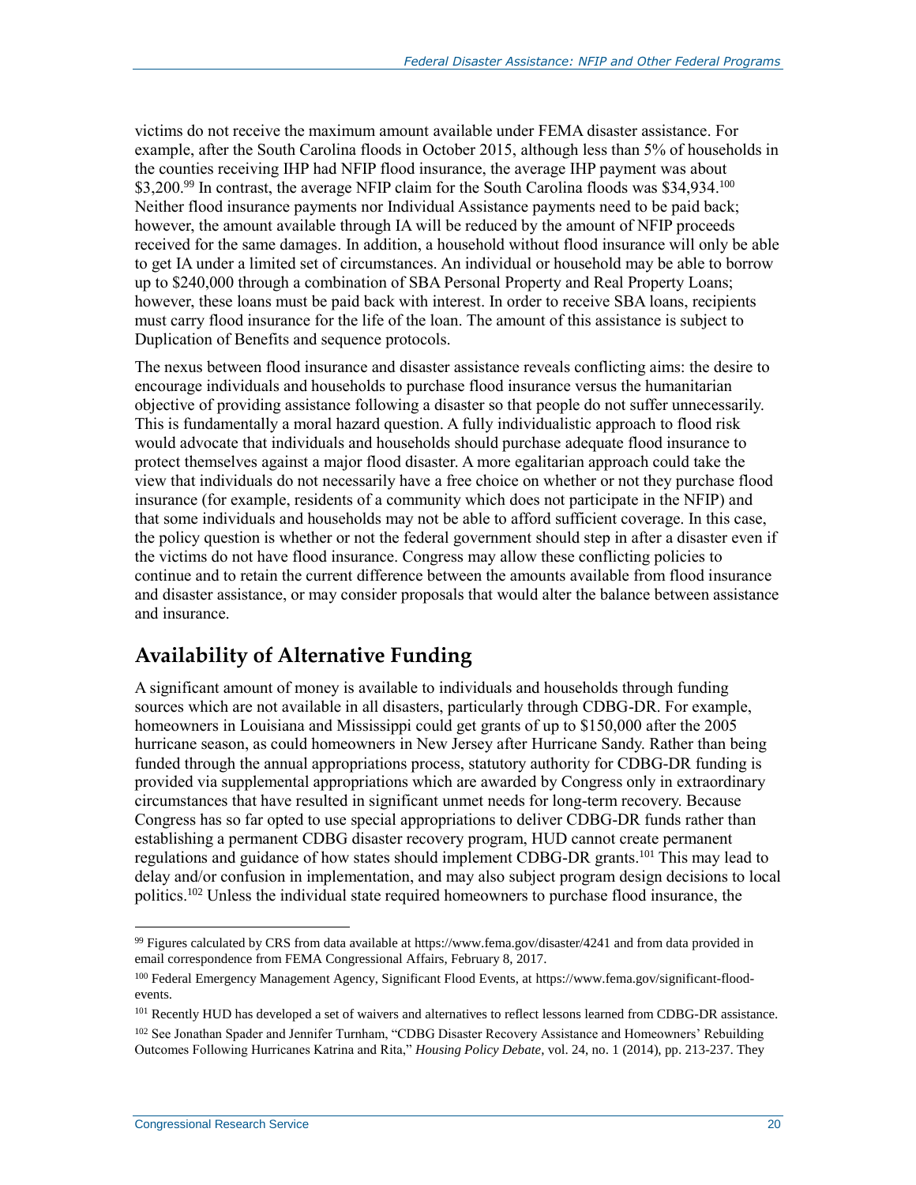victims do not receive the maximum amount available under FEMA disaster assistance. For example, after the South Carolina floods in October 2015, although less than 5% of households in the counties receiving IHP had NFIP flood insurance, the average IHP payment was about $3,200.[99] In contrast, the average NFIP claim for the South Carolina floods was $34,934.[100] Neither flood insurance payments nor Individual Assistance payments need to be paid back; however, the amount available through IA will be reduced by the amount of NFIP proceeds received for the same damages. In addition, a household without flood insurance will only be able to get IA under a limited set of circumstances. An individual or household may be able to borrow up to $240,000 through a combination of SBA Personal Property and Real Property Loans; however, these loans must be paid back with interest. In order to receive SBA loans, recipients must carry flood insurance for the life of the loan. The amount of this assistance is subject to Duplication of Benefits and sequence protocols.

The nexus between flood insurance and disaster assistance reveals conflicting aims: the desire to encourage individuals and households to purchase flood insurance versus the humanitarian objective of providing assistance following a disaster so that people do not suffer unnecessarily. This is fundamentally a moral hazard question. A fully individualistic approach to flood risk would advocate that individuals and households should purchase adequate flood insurance to protect themselves against a major flood disaster. A more egalitarian approach could take the view that individuals do not necessarily have a free choice on whether or not they purchase flood insurance (for example, residents of a community which does not participate in the NFIP) and that some individuals and households may not be able to afford sufficient coverage. In this case, the policy question is whether or not the federal government should step in after a disaster even if the victims do not have flood insurance. Congress may allow these conflicting policies to continue and to retain the current difference between the amounts available from flood insurance and disaster assistance, or may consider proposals that would alter the balance between assistance and insurance.

## Availability of Alternative Funding

A significant amount of money is available to individuals and households through funding sources which are not available in all disasters, particularly through CDBG-DR. For example, homeowners in Louisiana and Mississippi could get grants of up to $150,000 after the 2005 hurricane season, as could homeowners in New Jersey after Hurricane Sandy. Rather than being funded through the annual appropriations process, statutory authority for CDBG-DR funding is provided via supplemental appropriations which are awarded by Congress only in extraordinary circumstances that have resulted in significant unmet needs for long-term recovery. Because Congress has so far opted to use special appropriations to deliver CDBG-DR funds rather than establishing a permanent CDBG disaster recovery program, HUD cannot create permanent regulations and guidance of how states should implement CDBG-DR grants.[101] This may lead to delay and/or confusion in implementation, and may also subject program design decisions to local politics.[102] Unless the individual state required homeowners to purchase flood insurance, the

---

[99] Figures calculated by CRS from data available at https://www.fema.gov/disaster/4241 and from data provided in email correspondence from FEMA Congressional Affairs, February 8, 2017.

[100] Federal Emergency Management Agency, Significant Flood Events, at https://www.fema.gov/significant-flood-events.

[101] Recently HUD has developed a set of waivers and alternatives to reflect lessons learned from CDBG-DR assistance.

[102] See Jonathan Spader and Jennifer Turnham, "CDBG Disaster Recovery Assistance and Homeowners' Rebuilding Outcomes Following Hurricanes Katrina and Rita," *Housing Policy Debate*, vol. 24, no. 1 (2014), pp. 213-237. They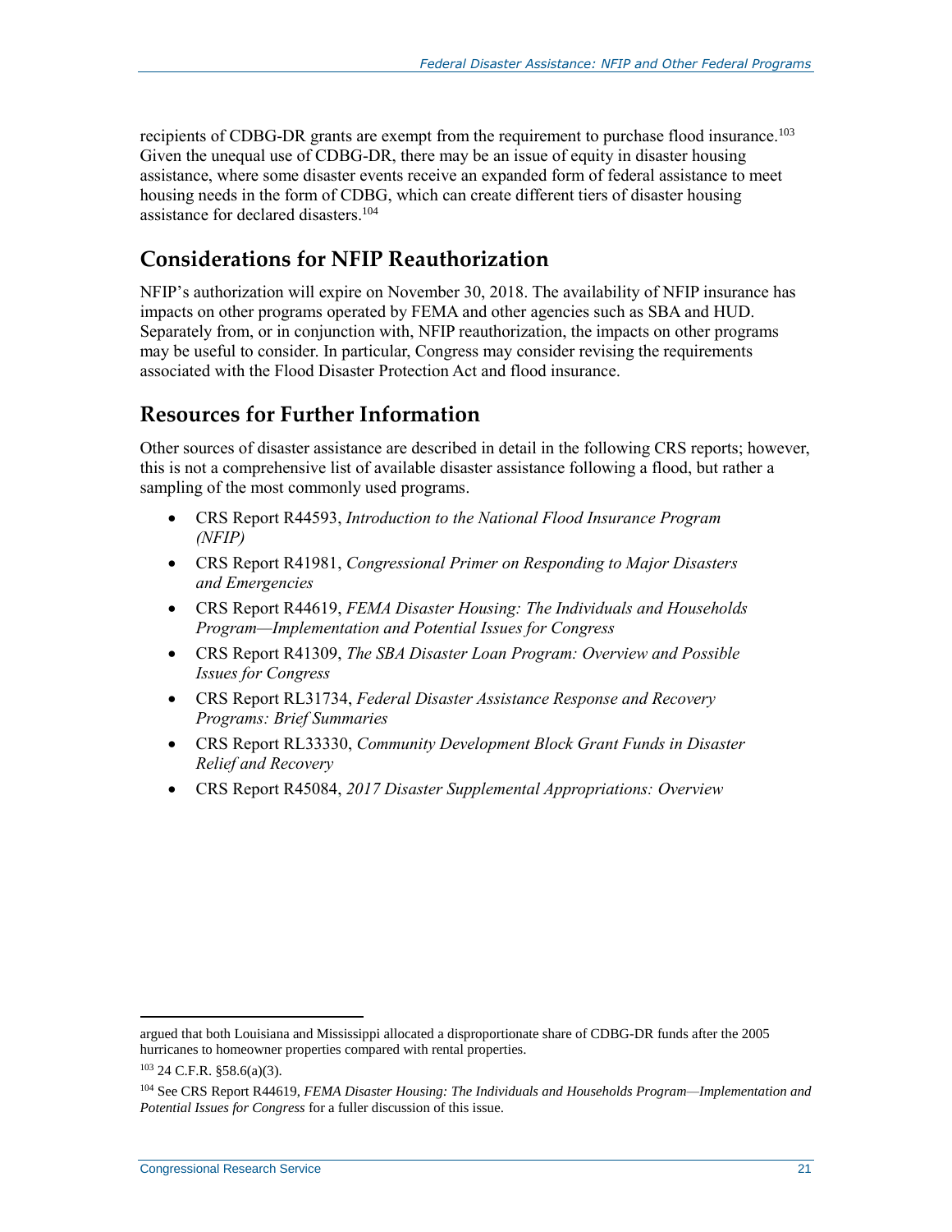recipients of CDBG-DR grants are exempt from the requirement to purchase flood insurance.[103] Given the unequal use of CDBG-DR, there may be an issue of equity in disaster housing assistance, where some disaster events receive an expanded form of federal assistance to meet housing needs in the form of CDBG, which can create different tiers of disaster housing assistance for declared disasters.[104]

## Considerations for NFIP Reauthorization

NFIP's authorization will expire on November 30, 2018. The availability of NFIP insurance has impacts on other programs operated by FEMA and other agencies such as SBA and HUD. Separately from, or in conjunction with, NFIP reauthorization, the impacts on other programs may be useful to consider. In particular, Congress may consider revising the requirements associated with the Flood Disaster Protection Act and flood insurance.

## Resources for Further Information

Other sources of disaster assistance are described in detail in the following CRS reports; however, this is not a comprehensive list of available disaster assistance following a flood, but rather a sampling of the most commonly used programs.

- CRS Report R44593, *Introduction to the National Flood Insurance Program (NFIP)*
- CRS Report R41981, *Congressional Primer on Responding to Major Disasters and Emergencies*
- CRS Report R44619, *FEMA Disaster Housing: The Individuals and Households Program—Implementation and Potential Issues for Congress*
- CRS Report R41309, *The SBA Disaster Loan Program: Overview and Possible Issues for Congress*
- CRS Report RL31734, *Federal Disaster Assistance Response and Recovery Programs: Brief Summaries*
- CRS Report RL33330, *Community Development Block Grant Funds in Disaster Relief and Recovery*
- CRS Report R45084, *2017 Disaster Supplemental Appropriations: Overview*

---

argued that both Louisiana and Mississippi allocated a disproportionate share of CDBG-DR funds after the 2005 hurricanes to homeowner properties compared with rental properties.

[103] 24 C.F.R. §58.6(a)(3).

[104] See CRS Report R44619, *FEMA Disaster Housing: The Individuals and Households Program—Implementation and Potential Issues for Congress* for a fuller discussion of this issue.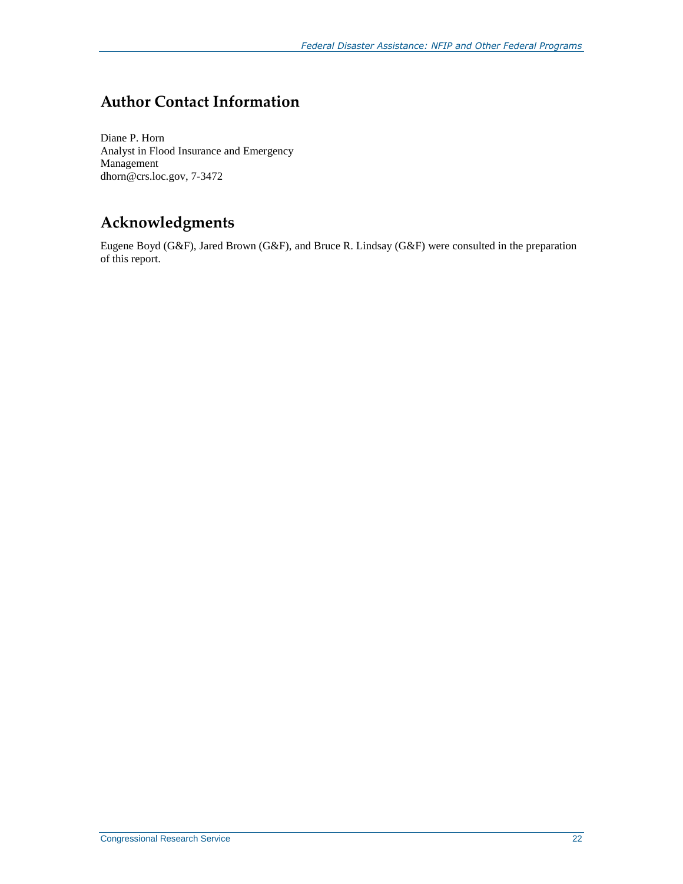## Author Contact Information

Diane P. Horn
Analyst in Flood Insurance and Emergency Management
dhorn@crs.loc.gov, 7-3472

## Acknowledgments

Eugene Boyd (G&F), Jared Brown (G&F), and Bruce R. Lindsay (G&F) were consulted in the preparation of this report.